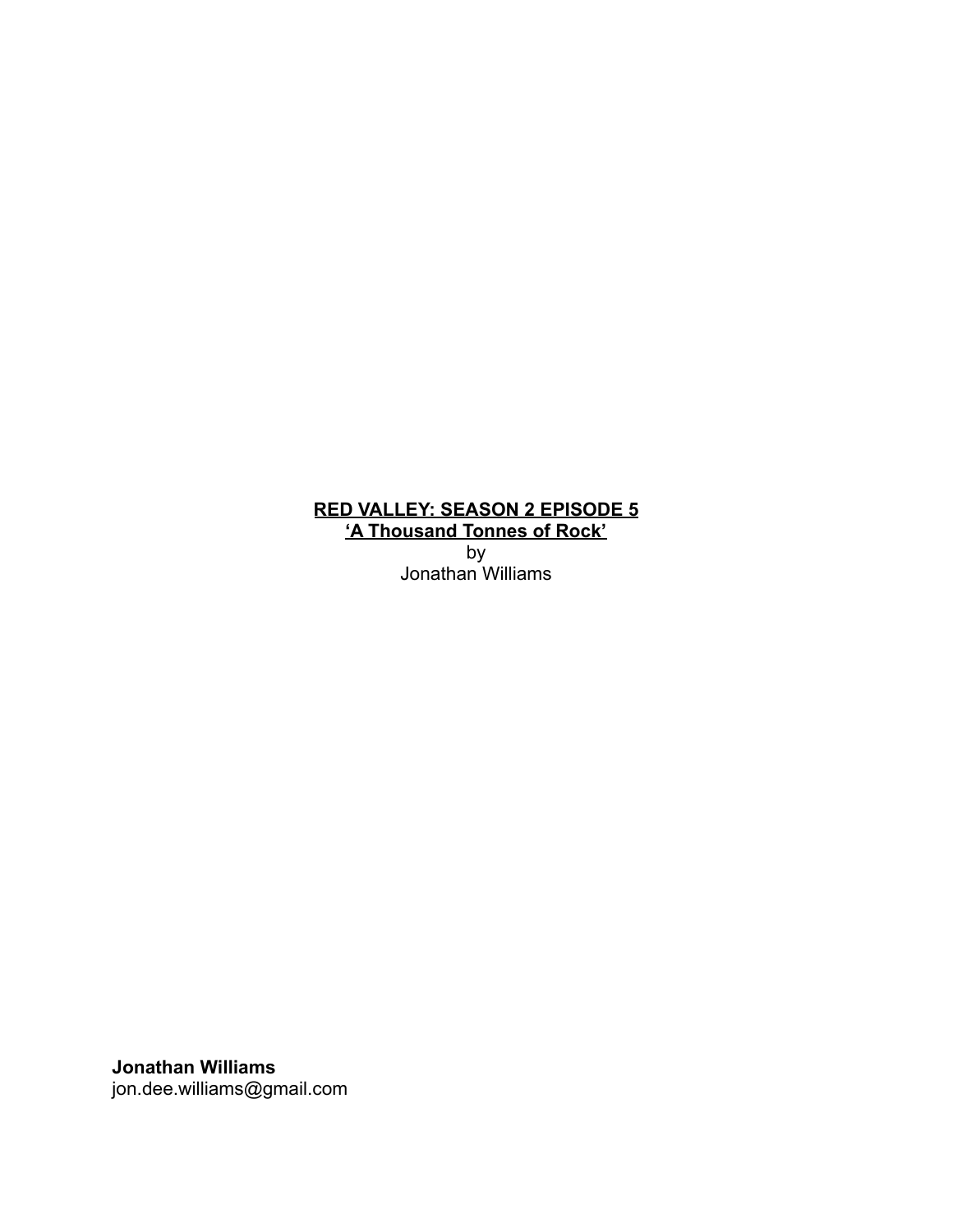**<u>RED VALLEY: SEASON 2 EPISODE 5</u>**

**<u>'A Thousand Tonnes of Rock'</u>**

by

Jonathan Williams

**Jonathan Williams**

jon.dee.williams@gmail.com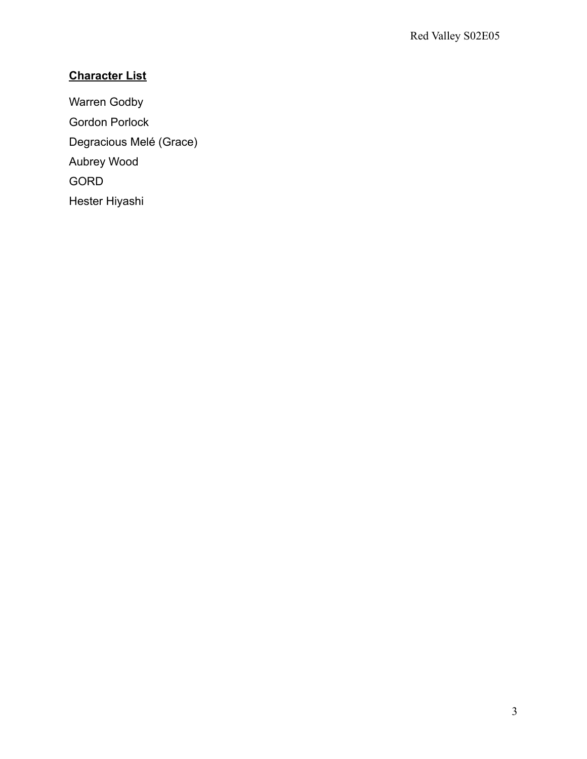**Character List**

Warren Godby

Gordon Porlock

Degracious Melé (Grace)

Aubrey Wood

GORD

Hester Hiyashi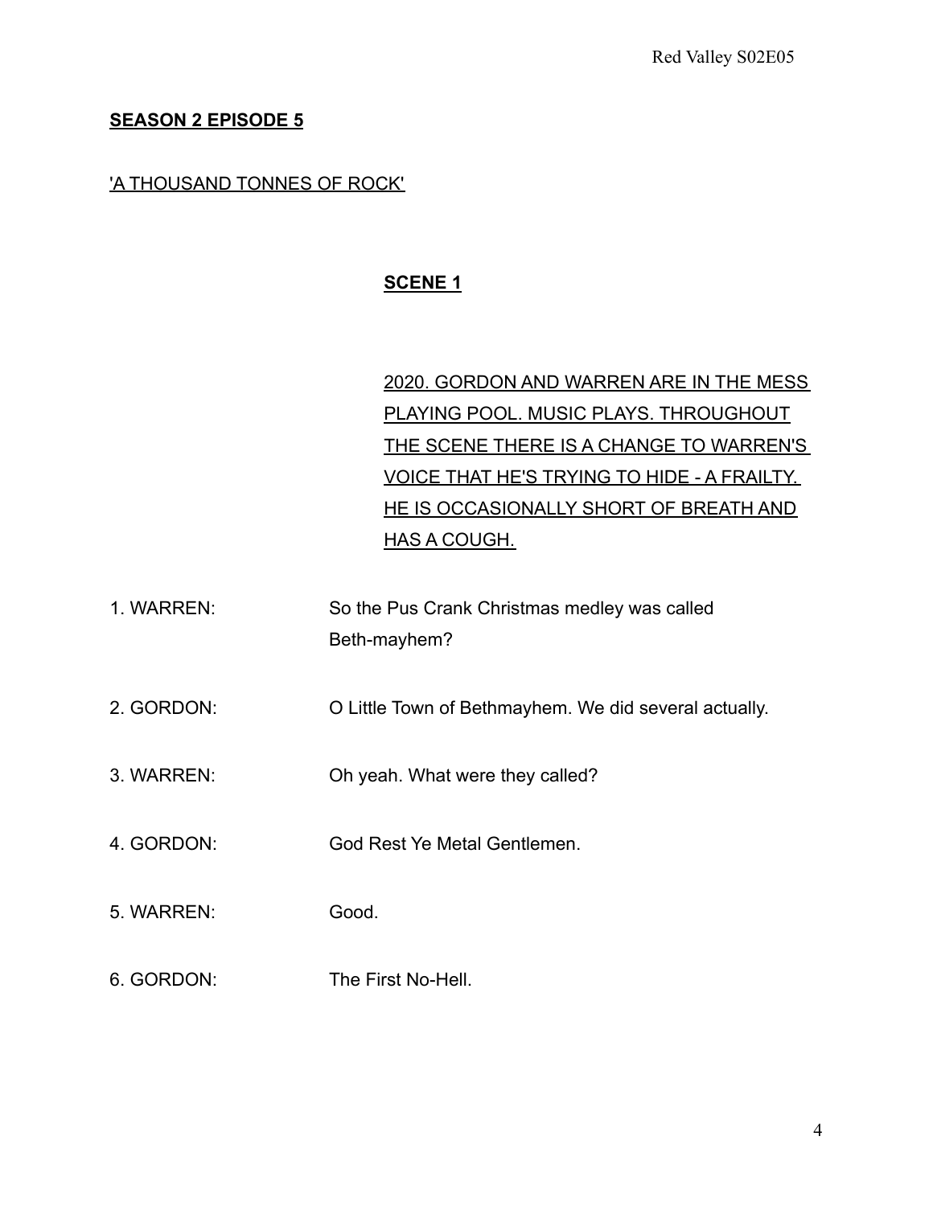**SEASON 2 EPISODE 5**

'A THOUSAND TONNES OF ROCK'

**SCENE 1**

2020. GORDON AND WARREN ARE IN THE MESS PLAYING POOL. MUSIC PLAYS. THROUGHOUT THE SCENE THERE IS A CHANGE TO WARREN'S VOICE THAT HE'S TRYING TO HIDE - A FRAILTY. HE IS OCCASIONALLY SHORT OF BREATH AND HAS A COUGH.

1. WARREN: So the Pus Crank Christmas medley was called Beth-mayhem?

2. GORDON: O Little Town of Bethmayhem. We did several actually.

3. WARREN: Oh yeah. What were they called?

4. GORDON: God Rest Ye Metal Gentlemen.

5. WARREN: Good.

6. GORDON: The First No-Hell.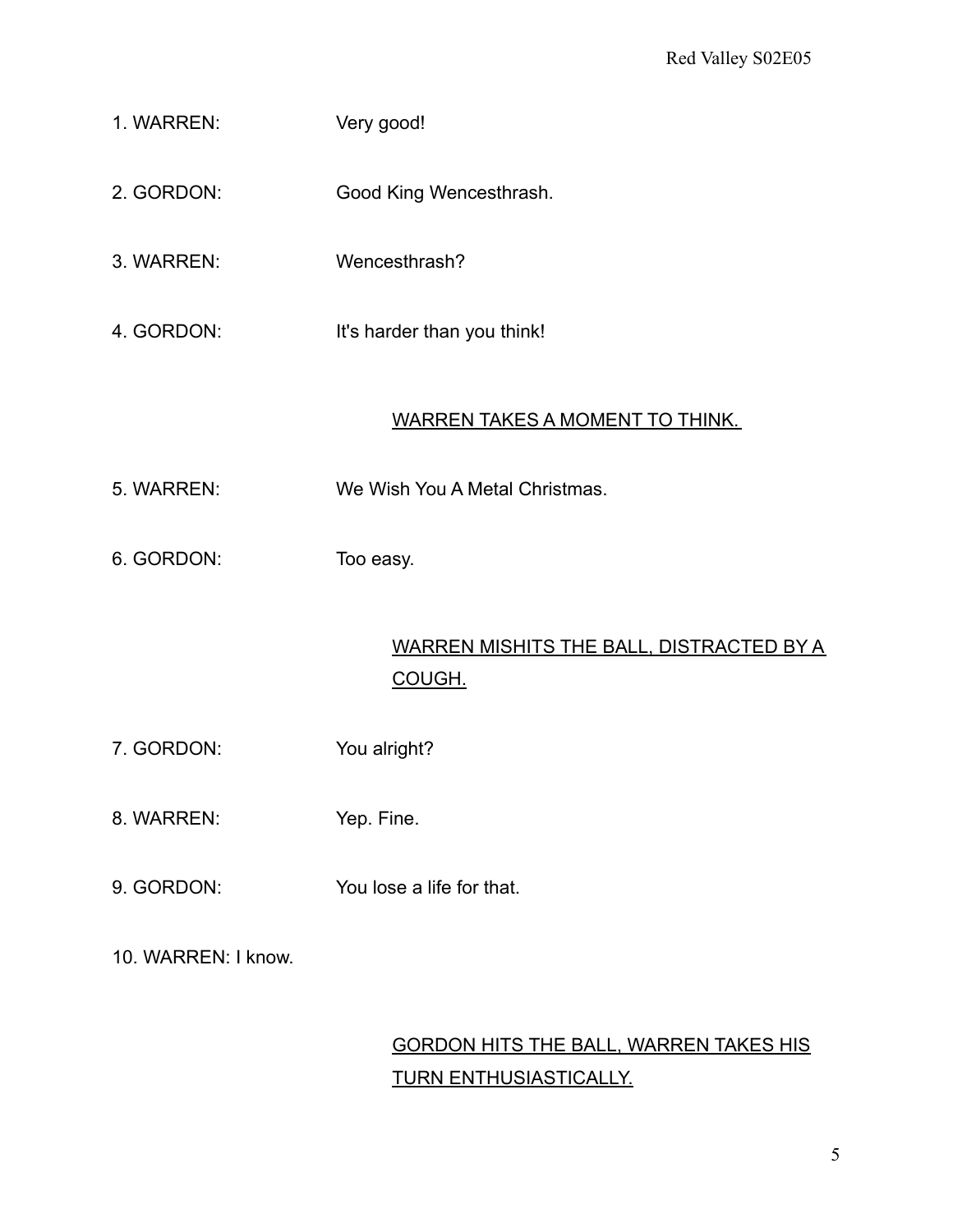1. WARREN: Very good!

2. GORDON: Good King Wencesthrash.

3. WARREN: Wencesthrash?

4. GORDON: It's harder than you think!

<u>WARREN TAKES A MOMENT TO THINK.</u>

5. WARREN: We Wish You A Metal Christmas.

6. GORDON: Too easy.

<u>WARREN MISHITS THE BALL, DISTRACTED BY A COUGH.</u>

7. GORDON: You alright?

8. WARREN: Yep. Fine.

9. GORDON: You lose a life for that.

10. WARREN: I know.

<u>GORDON HITS THE BALL, WARREN TAKES HIS TURN ENTHUSIASTICALLY.</u>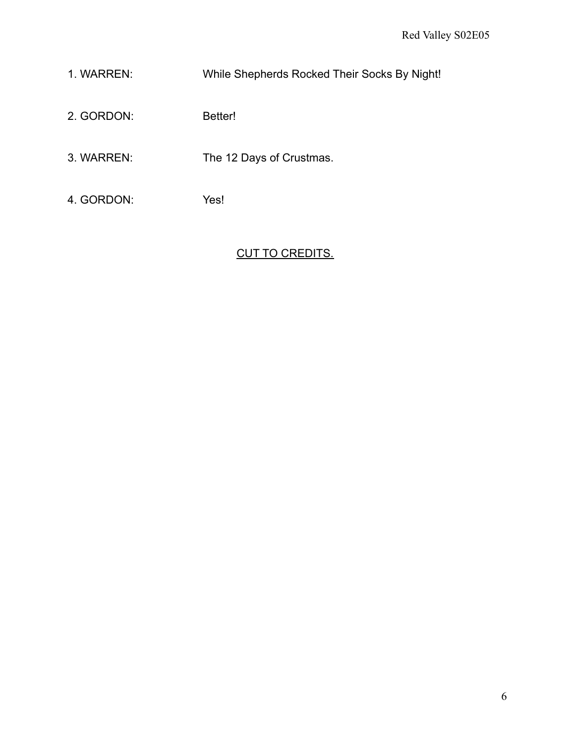1. WARREN: While Shepherds Rocked Their Socks By Night!

2. GORDON: Better!

3. WARREN: The 12 Days of Crustmas.

4. GORDON: Yes!

<u>CUT TO CREDITS.</u>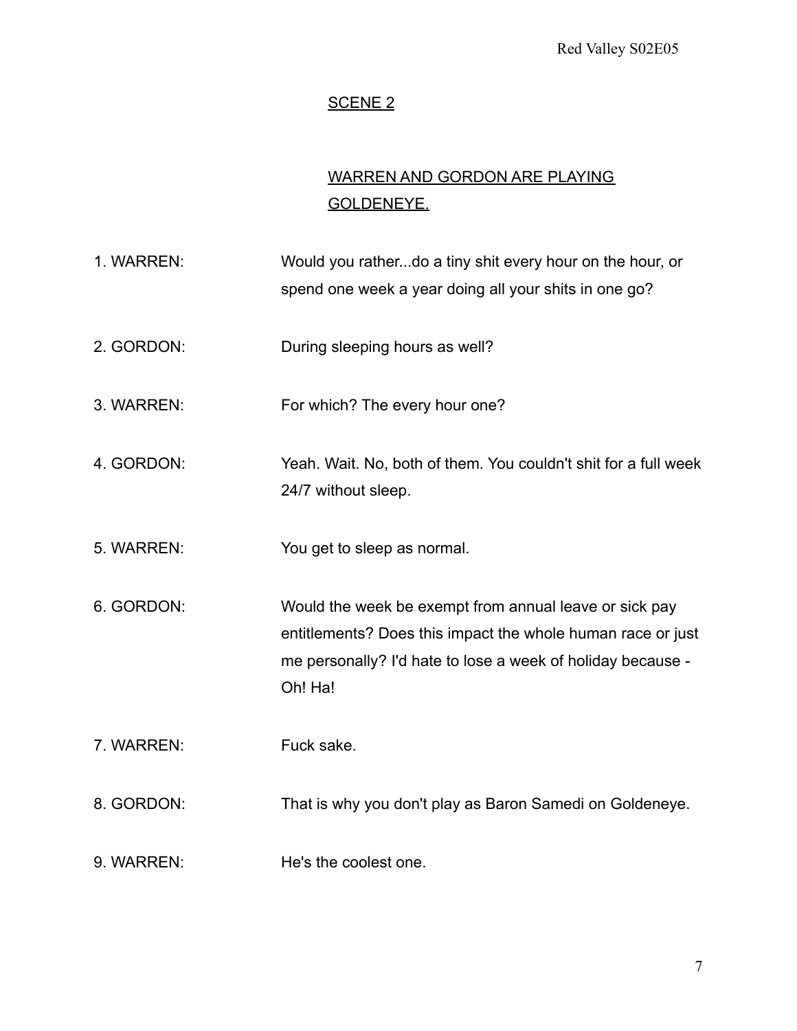SCENE 2

WARREN AND GORDON ARE PLAYING GOLDENEYE.

1. WARREN: Would you rather...do a tiny shit every hour on the hour, or spend one week a year doing all your shits in one go?

2. GORDON: During sleeping hours as well?

3. WARREN: For which? The every hour one?

4. GORDON: Yeah. Wait. No, both of them. You couldn't shit for a full week 24/7 without sleep.

5. WARREN: You get to sleep as normal.

6. GORDON: Would the week be exempt from annual leave or sick pay entitlements? Does this impact the whole human race or just me personally? I'd hate to lose a week of holiday because - Oh! Ha!

7. WARREN: Fuck sake.

8. GORDON: That is why you don't play as Baron Samedi on Goldeneye.

9. WARREN: He's the coolest one.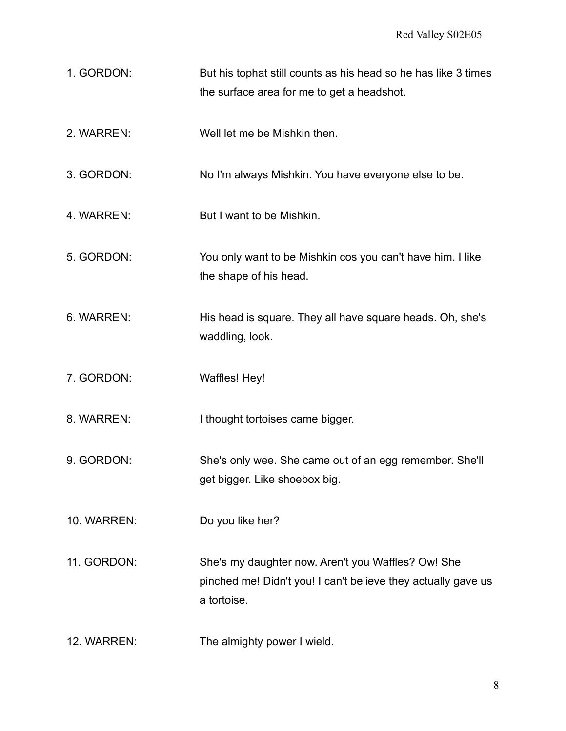1. GORDON: But his tophat still counts as his head so he has like 3 times the surface area for me to get a headshot.

2. WARREN: Well let me be Mishkin then.

3. GORDON: No I'm always Mishkin. You have everyone else to be.

4. WARREN: But I want to be Mishkin.

5. GORDON: You only want to be Mishkin cos you can't have him. I like the shape of his head.

6. WARREN: His head is square. They all have square heads. Oh, she's waddling, look.

7. GORDON: Waffles! Hey!

8. WARREN: I thought tortoises came bigger.

9. GORDON: She's only wee. She came out of an egg remember. She'll get bigger. Like shoebox big.

10. WARREN: Do you like her?

11. GORDON: She's my daughter now. Aren't you Waffles? Ow! She pinched me! Didn't you! I can't believe they actually gave us a tortoise.

12. WARREN: The almighty power I wield.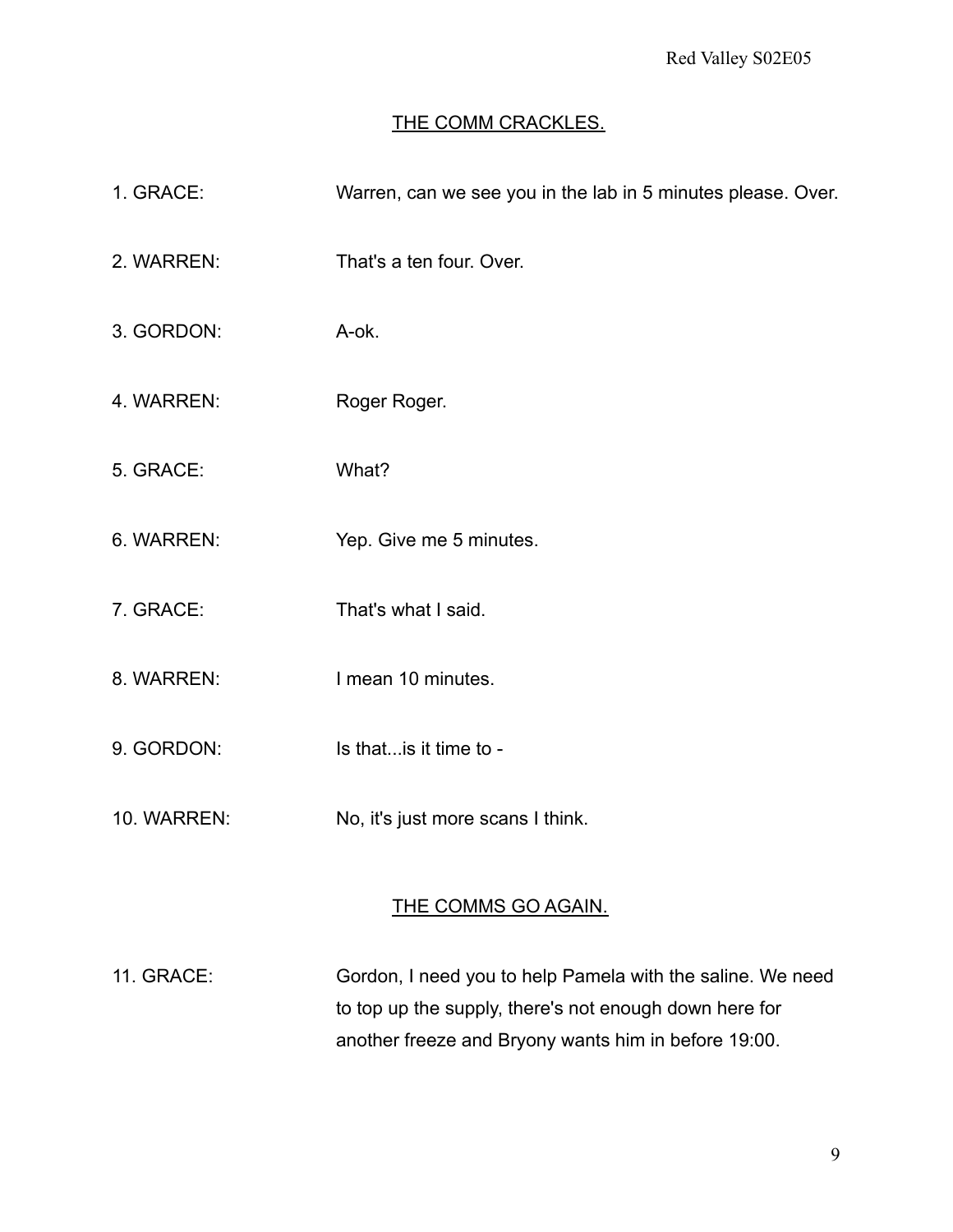<u>THE COMM CRACKLES.</u>

1. GRACE: Warren, can we see you in the lab in 5 minutes please. Over.

2. WARREN: That's a ten four. Over.

3. GORDON: A-ok.

4. WARREN: Roger Roger.

5. GRACE: What?

6. WARREN: Yep. Give me 5 minutes.

7. GRACE: That's what I said.

8. WARREN: I mean 10 minutes.

9. GORDON: Is that...is it time to -

10. WARREN: No, it's just more scans I think.

<u>THE COMMS GO AGAIN.</u>

11. GRACE: Gordon, I need you to help Pamela with the saline. We need to top up the supply, there's not enough down here for another freeze and Bryony wants him in before 19:00.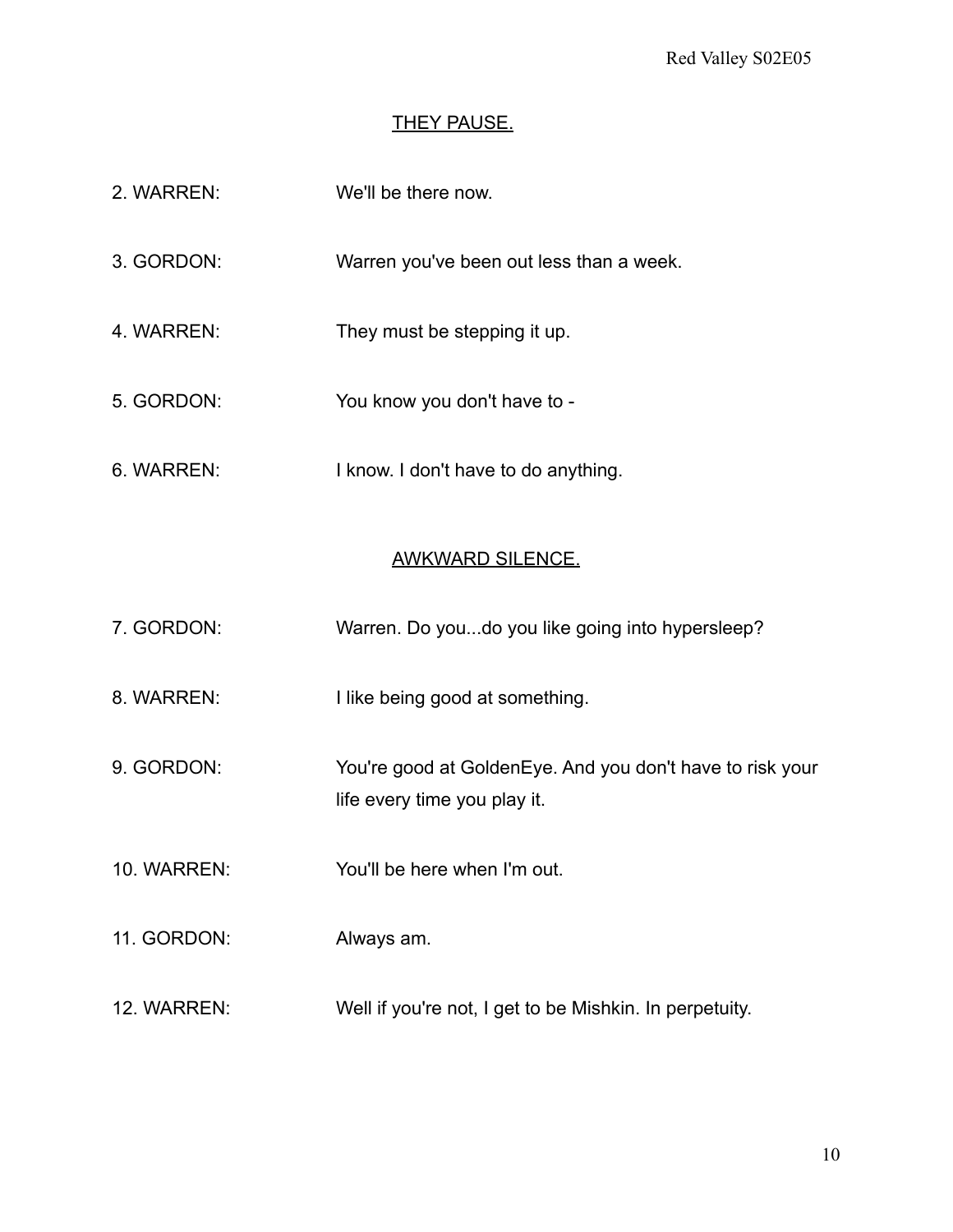<u>THEY PAUSE.</u>

2. WARREN: We'll be there now.

3. GORDON: Warren you've been out less than a week.

4. WARREN: They must be stepping it up.

5. GORDON: You know you don't have to -

6. WARREN: I know. I don't have to do anything.

<u>AWKWARD SILENCE.</u>

7. GORDON: Warren. Do you...do you like going into hypersleep?

8. WARREN: I like being good at something.

9. GORDON: You're good at GoldenEye. And you don't have to risk your life every time you play it.

10. WARREN: You'll be here when I'm out.

11. GORDON: Always am.

12. WARREN: Well if you're not, I get to be Mishkin. In perpetuity.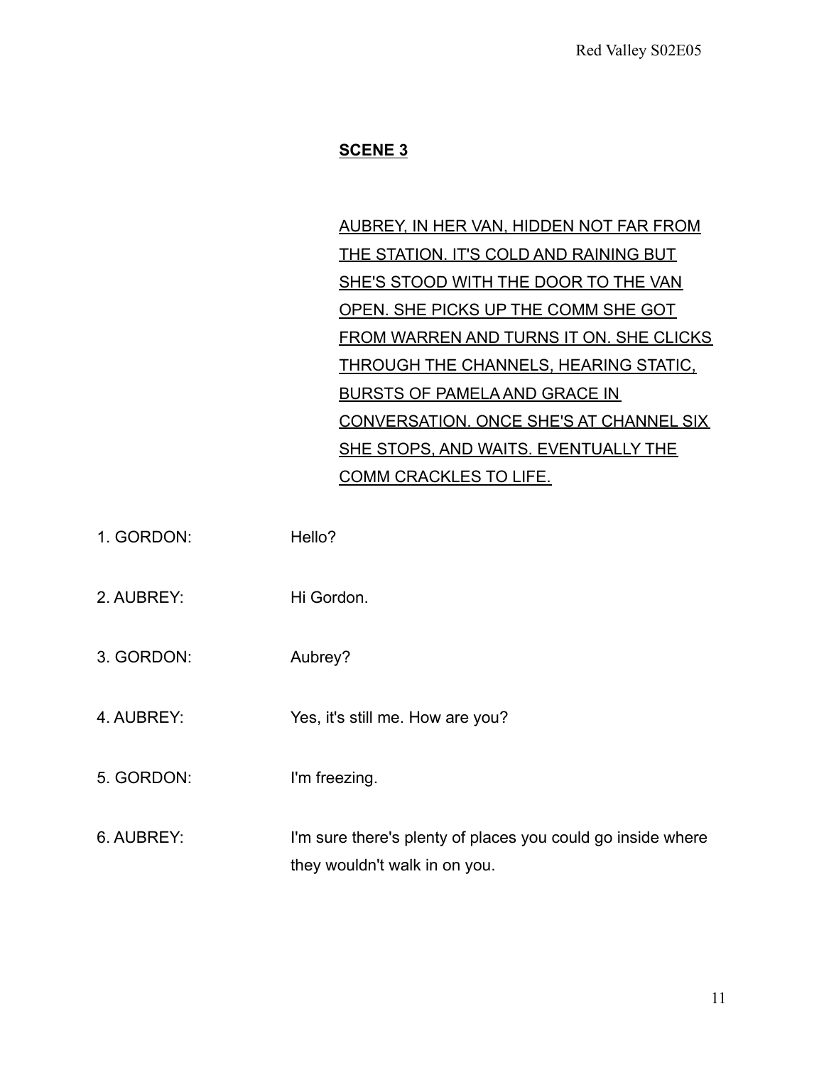**SCENE 3**

AUBREY, IN HER VAN, HIDDEN NOT FAR FROM THE STATION. IT'S COLD AND RAINING BUT SHE'S STOOD WITH THE DOOR TO THE VAN OPEN. SHE PICKS UP THE COMM SHE GOT FROM WARREN AND TURNS IT ON. SHE CLICKS THROUGH THE CHANNELS, HEARING STATIC, BURSTS OF PAMELA AND GRACE IN CONVERSATION. ONCE SHE'S AT CHANNEL SIX SHE STOPS, AND WAITS. EVENTUALLY THE COMM CRACKLES TO LIFE.

1. GORDON: Hello?

2. AUBREY: Hi Gordon.

3. GORDON: Aubrey?

4. AUBREY: Yes, it's still me. How are you?

5. GORDON: I'm freezing.

6. AUBREY: I'm sure there's plenty of places you could go inside where they wouldn't walk in on you.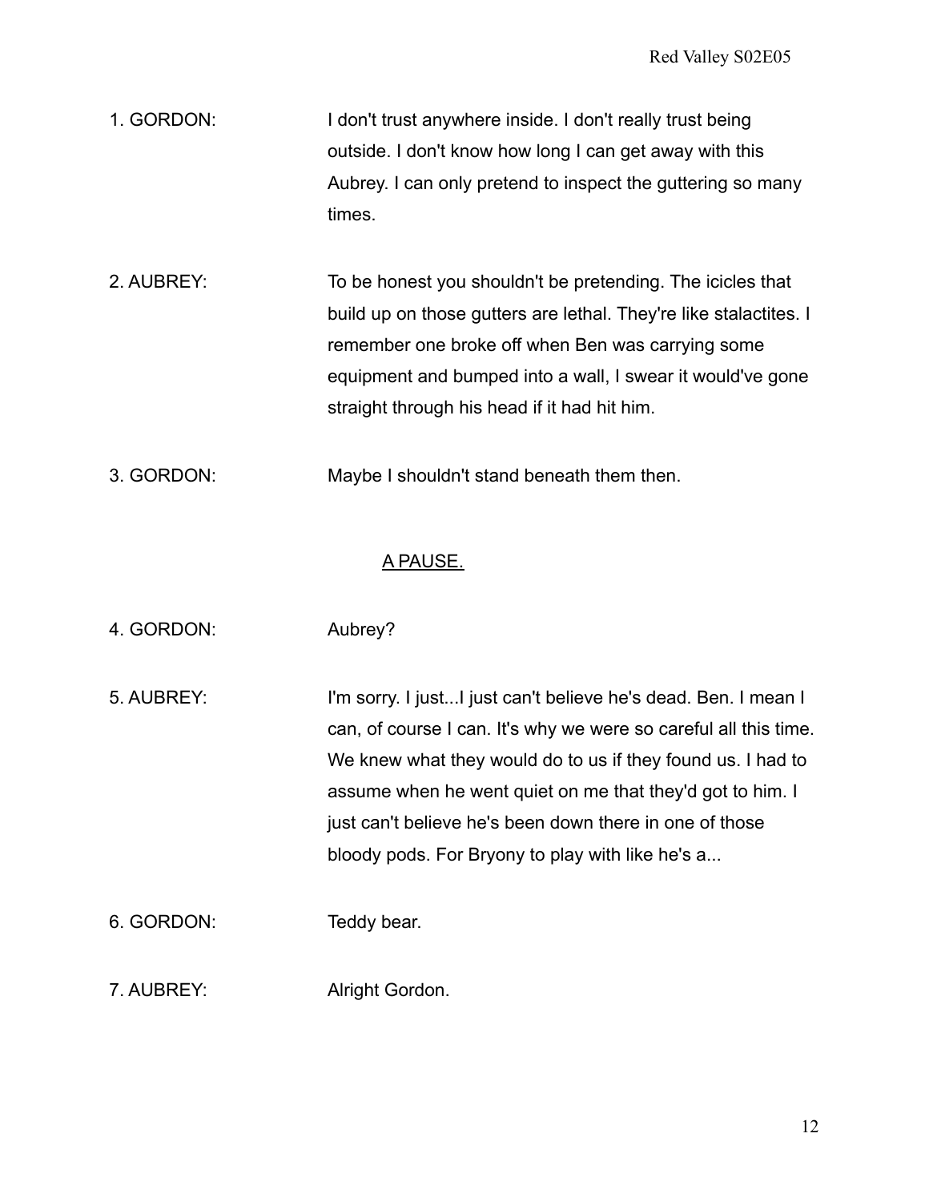1. GORDON: I don't trust anywhere inside. I don't really trust being outside. I don't know how long I can get away with this Aubrey. I can only pretend to inspect the guttering so many times.

2. AUBREY: To be honest you shouldn't be pretending. The icicles that build up on those gutters are lethal. They're like stalactites. I remember one broke off when Ben was carrying some equipment and bumped into a wall, I swear it would've gone straight through his head if it had hit him.

3. GORDON: Maybe I shouldn't stand beneath them then.

<u>A PAUSE.</u>

4. GORDON: Aubrey?

5. AUBREY: I'm sorry. I just...I just can't believe he's dead. Ben. I mean I can, of course I can. It's why we were so careful all this time. We knew what they would do to us if they found us. I had to assume when he went quiet on me that they'd got to him. I just can't believe he's been down there in one of those bloody pods. For Bryony to play with like he's a...

6. GORDON: Teddy bear.

7. AUBREY: Alright Gordon.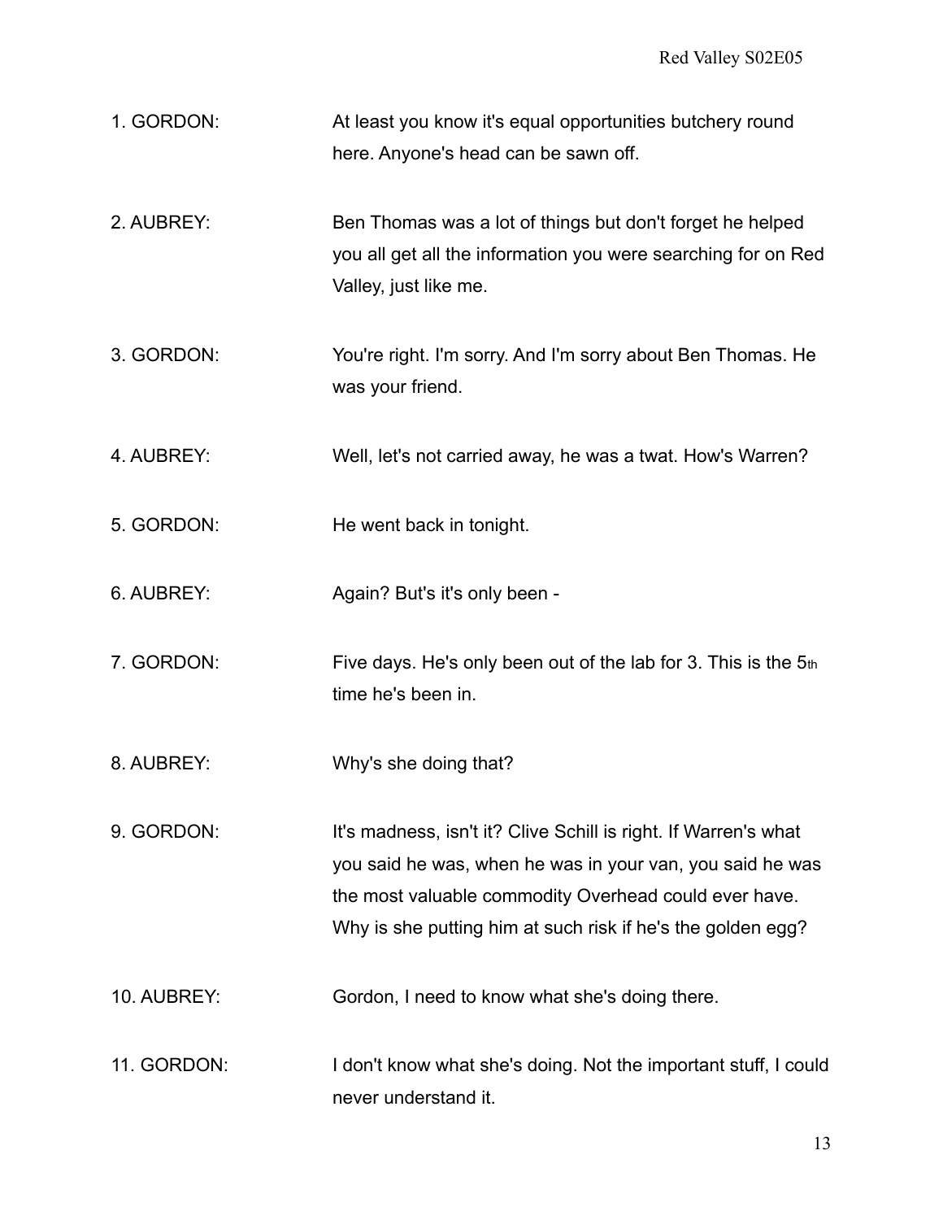1. GORDON: At least you know it's equal opportunities butchery round here. Anyone's head can be sawn off.

2. AUBREY: Ben Thomas was a lot of things but don't forget he helped you all get all the information you were searching for on Red Valley, just like me.

3. GORDON: You're right. I'm sorry. And I'm sorry about Ben Thomas. He was your friend.

4. AUBREY: Well, let's not carried away, he was a twat. How's Warren?

5. GORDON: He went back in tonight.

6. AUBREY: Again? But's it's only been -

7. GORDON: Five days. He's only been out of the lab for 3. This is the 5th time he's been in.

8. AUBREY: Why's she doing that?

9. GORDON: It's madness, isn't it? Clive Schill is right. If Warren's what you said he was, when he was in your van, you said he was the most valuable commodity Overhead could ever have. Why is she putting him at such risk if he's the golden egg?

10. AUBREY: Gordon, I need to know what she's doing there.

11. GORDON: I don't know what she's doing. Not the important stuff, I could never understand it.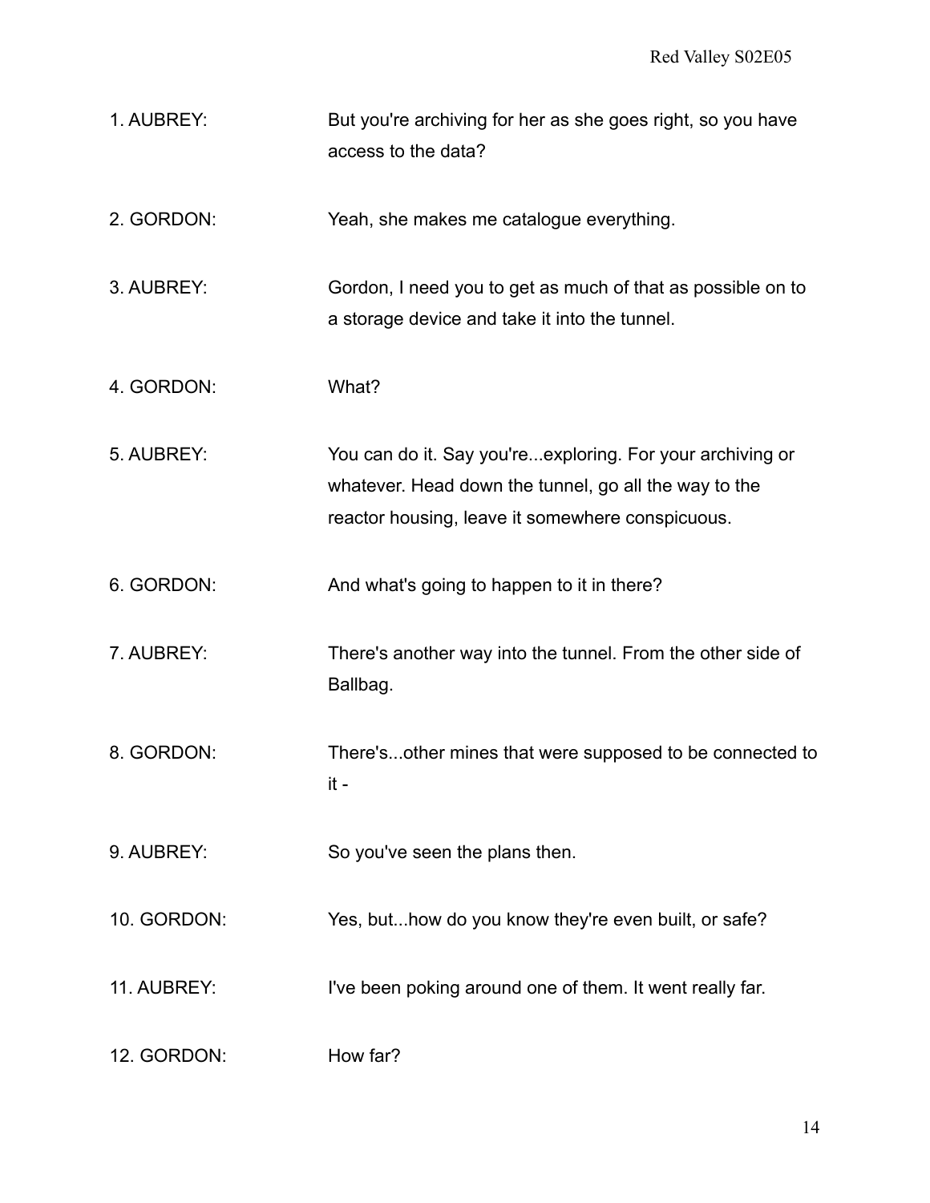1. AUBREY: But you're archiving for her as she goes right, so you have access to the data?

2. GORDON: Yeah, she makes me catalogue everything.

3. AUBREY: Gordon, I need you to get as much of that as possible on to a storage device and take it into the tunnel.

4. GORDON: What?

5. AUBREY: You can do it. Say you're...exploring. For your archiving or whatever. Head down the tunnel, go all the way to the reactor housing, leave it somewhere conspicuous.

6. GORDON: And what's going to happen to it in there?

7. AUBREY: There's another way into the tunnel. From the other side of Ballbag.

8. GORDON: There's...other mines that were supposed to be connected to it -

9. AUBREY: So you've seen the plans then.

10. GORDON: Yes, but...how do you know they're even built, or safe?

11. AUBREY: I've been poking around one of them. It went really far.

12. GORDON: How far?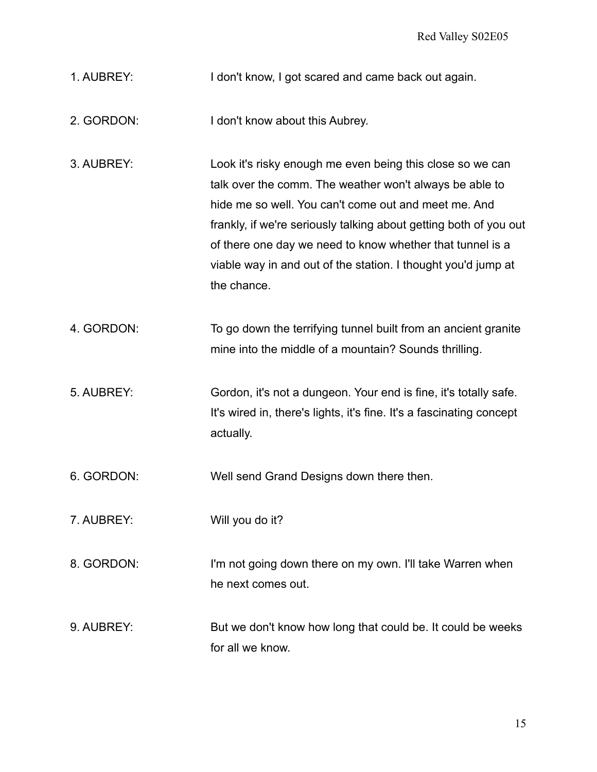1. AUBREY: I don't know, I got scared and came back out again.

2. GORDON: I don't know about this Aubrey.

3. AUBREY: Look it's risky enough me even being this close so we can talk over the comm. The weather won't always be able to hide me so well. You can't come out and meet me. And frankly, if we're seriously talking about getting both of you out of there one day we need to know whether that tunnel is a viable way in and out of the station. I thought you'd jump at the chance.

4. GORDON: To go down the terrifying tunnel built from an ancient granite mine into the middle of a mountain? Sounds thrilling.

5. AUBREY: Gordon, it's not a dungeon. Your end is fine, it's totally safe. It's wired in, there's lights, it's fine. It's a fascinating concept actually.

6. GORDON: Well send Grand Designs down there then.

7. AUBREY: Will you do it?

8. GORDON: I'm not going down there on my own. I'll take Warren when he next comes out.

9. AUBREY: But we don't know how long that could be. It could be weeks for all we know.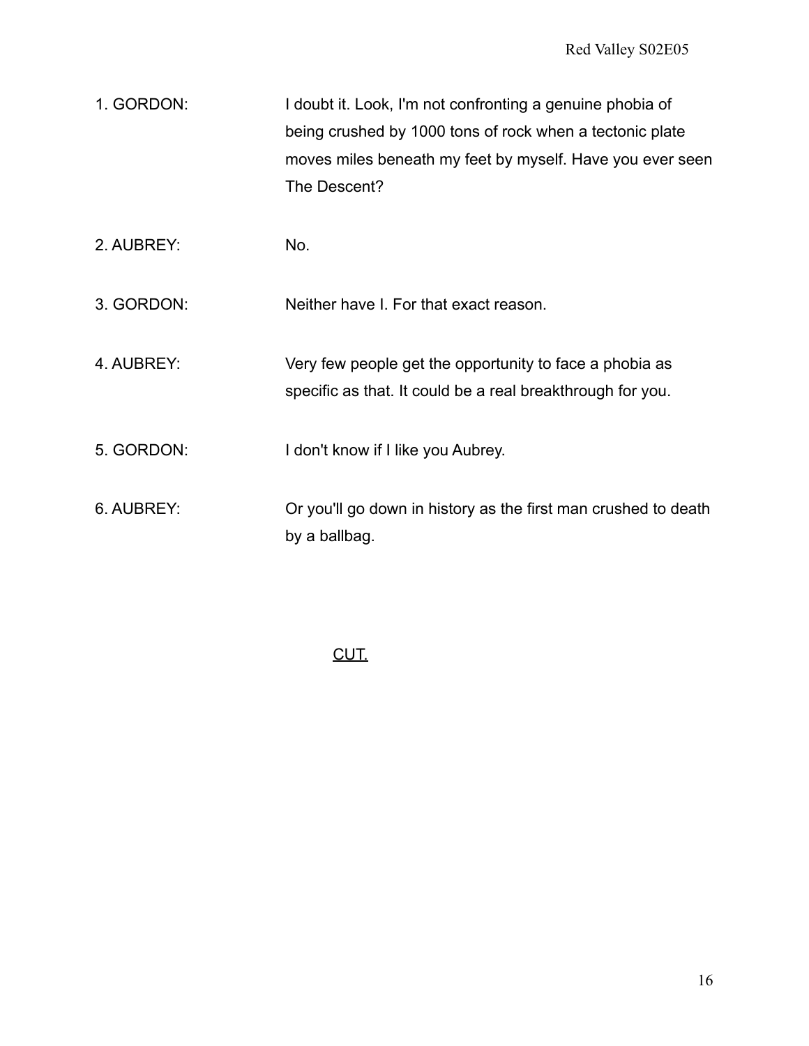1. GORDON: I doubt it. Look, I'm not confronting a genuine phobia of being crushed by 1000 tons of rock when a tectonic plate moves miles beneath my feet by myself. Have you ever seen The Descent?

2. AUBREY: No.

3. GORDON: Neither have I. For that exact reason.

4. AUBREY: Very few people get the opportunity to face a phobia as specific as that. It could be a real breakthrough for you.

5. GORDON: I don't know if I like you Aubrey.

6. AUBREY: Or you'll go down in history as the first man crushed to death by a ballbag.

<u>CUT.</u>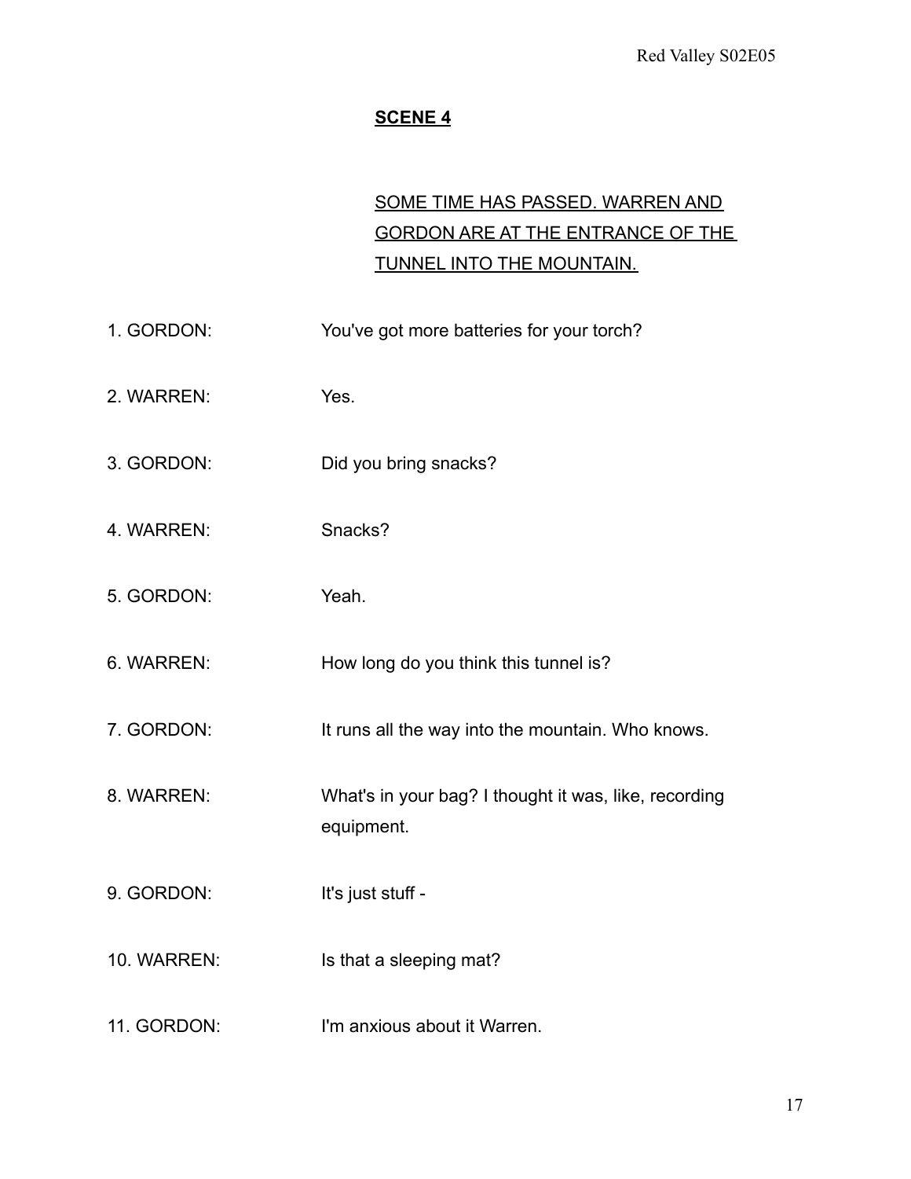## SCENE 4

SOME TIME HAS PASSED. WARREN AND GORDON ARE AT THE ENTRANCE OF THE TUNNEL INTO THE MOUNTAIN.

1. GORDON: You've got more batteries for your torch?

2. WARREN: Yes.

3. GORDON: Did you bring snacks?

4. WARREN: Snacks?

5. GORDON: Yeah.

6. WARREN: How long do you think this tunnel is?

7. GORDON: It runs all the way into the mountain. Who knows.

8. WARREN: What's in your bag? I thought it was, like, recording equipment.

9. GORDON: It's just stuff -

10. WARREN: Is that a sleeping mat?

11. GORDON: I'm anxious about it Warren.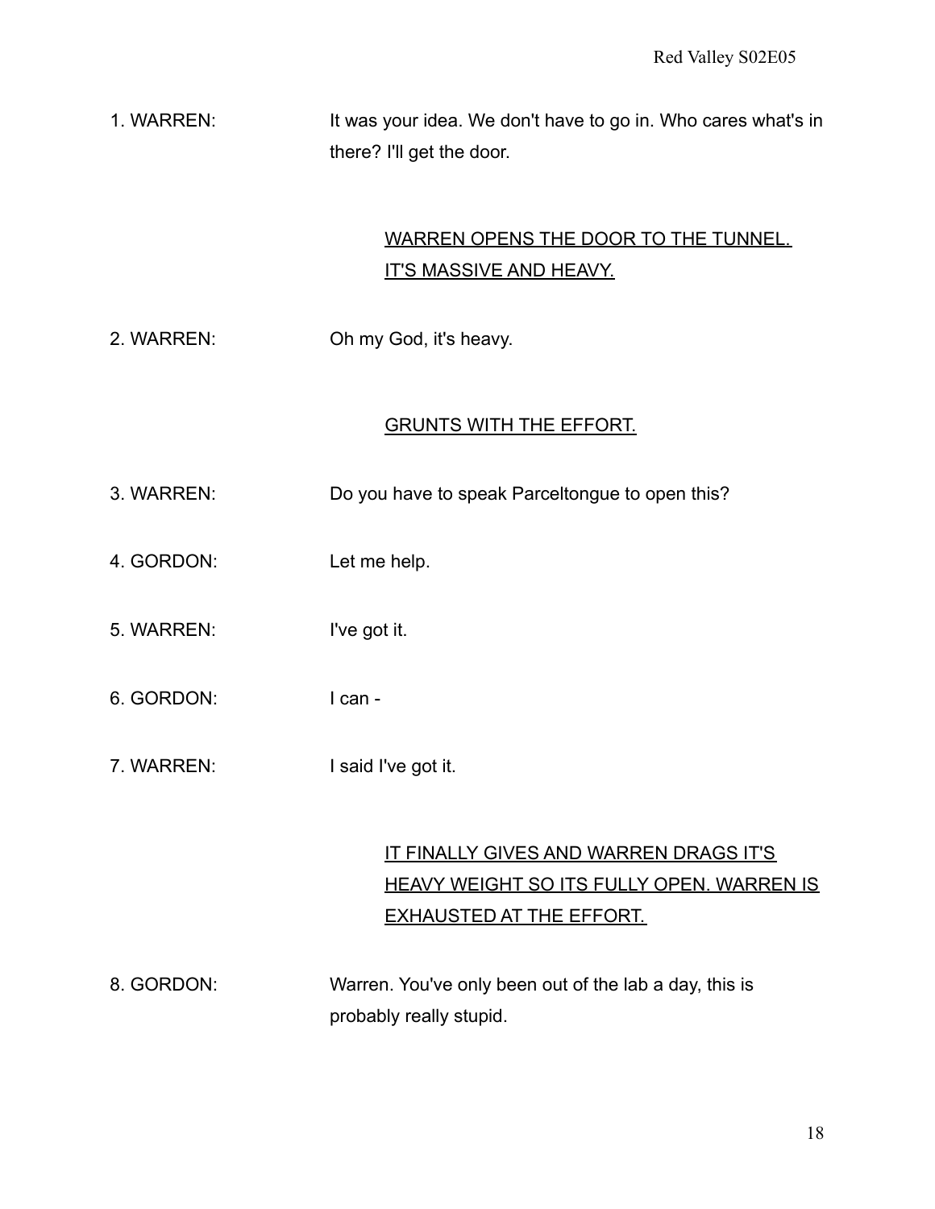1. WARREN: It was your idea. We don't have to go in. Who cares what's in there? I'll get the door.

<u>WARREN OPENS THE DOOR TO THE TUNNEL. IT'S MASSIVE AND HEAVY.</u>

2. WARREN: Oh my God, it's heavy.

<u>GRUNTS WITH THE EFFORT.</u>

3. WARREN: Do you have to speak Parceltongue to open this?

4. GORDON: Let me help.

5. WARREN: I've got it.

6. GORDON: I can -

7. WARREN: I said I've got it.

<u>IT FINALLY GIVES AND WARREN DRAGS IT'S HEAVY WEIGHT SO ITS FULLY OPEN. WARREN IS EXHAUSTED AT THE EFFORT.</u>

8. GORDON: Warren. You've only been out of the lab a day, this is probably really stupid.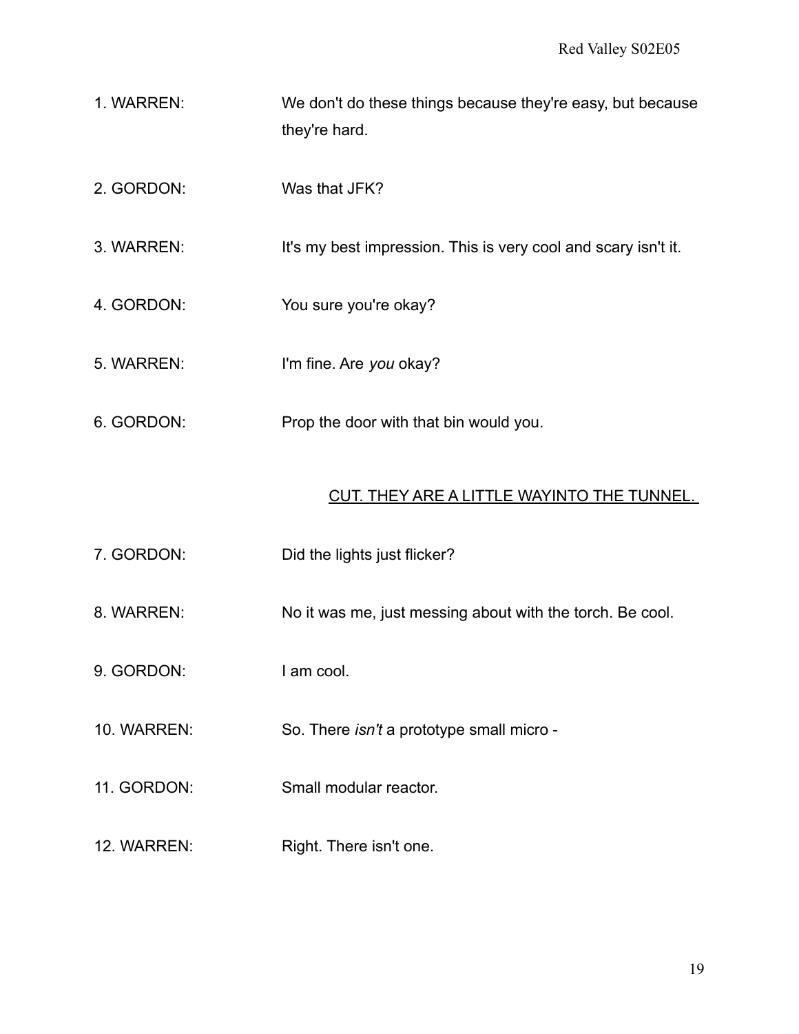1. WARREN: We don't do these things because they're easy, but because they're hard.

2. GORDON: Was that JFK?

3. WARREN: It's my best impression. This is very cool and scary isn't it.

4. GORDON: You sure you're okay?

5. WARREN: I'm fine. Are *you* okay?

6. GORDON: Prop the door with that bin would you.

<u>CUT. THEY ARE A LITTLE WAYINTO THE TUNNEL.</u>

7. GORDON: Did the lights just flicker?

8. WARREN: No it was me, just messing about with the torch. Be cool.

9. GORDON: I am cool.

10. WARREN: So. There *isn't* a prototype small micro -

11. GORDON: Small modular reactor.

12. WARREN: Right. There isn't one.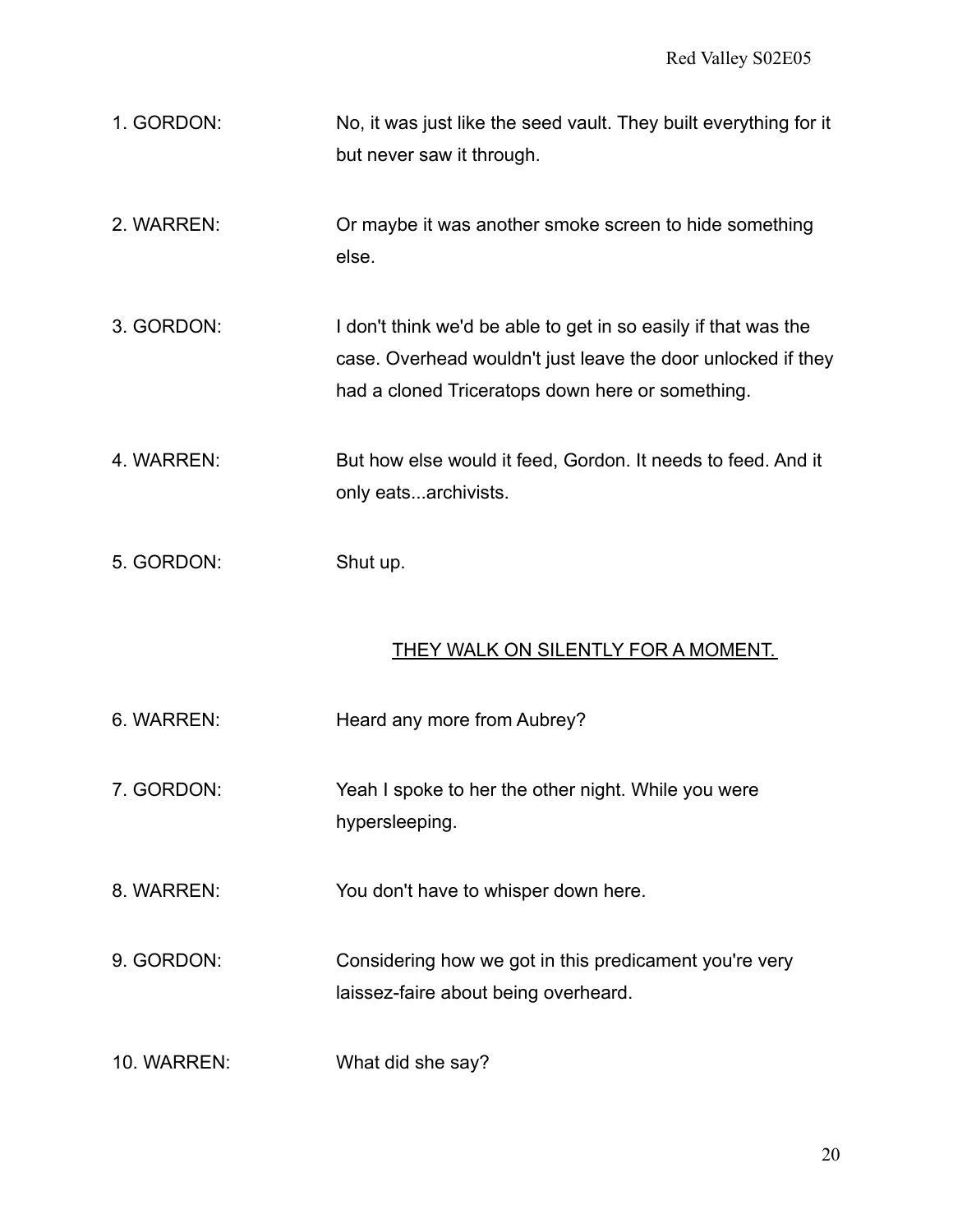1. GORDON: No, it was just like the seed vault. They built everything for it but never saw it through.

2. WARREN: Or maybe it was another smoke screen to hide something else.

3. GORDON: I don't think we'd be able to get in so easily if that was the case. Overhead wouldn't just leave the door unlocked if they had a cloned Triceratops down here or something.

4. WARREN: But how else would it feed, Gordon. It needs to feed. And it only eats...archivists.

5. GORDON: Shut up.

<u>THEY WALK ON SILENTLY FOR A MOMENT.</u>

6. WARREN: Heard any more from Aubrey?

7. GORDON: Yeah I spoke to her the other night. While you were hypersleeping.

8. WARREN: You don't have to whisper down here.

9. GORDON: Considering how we got in this predicament you're very laissez-faire about being overheard.

10. WARREN: What did she say?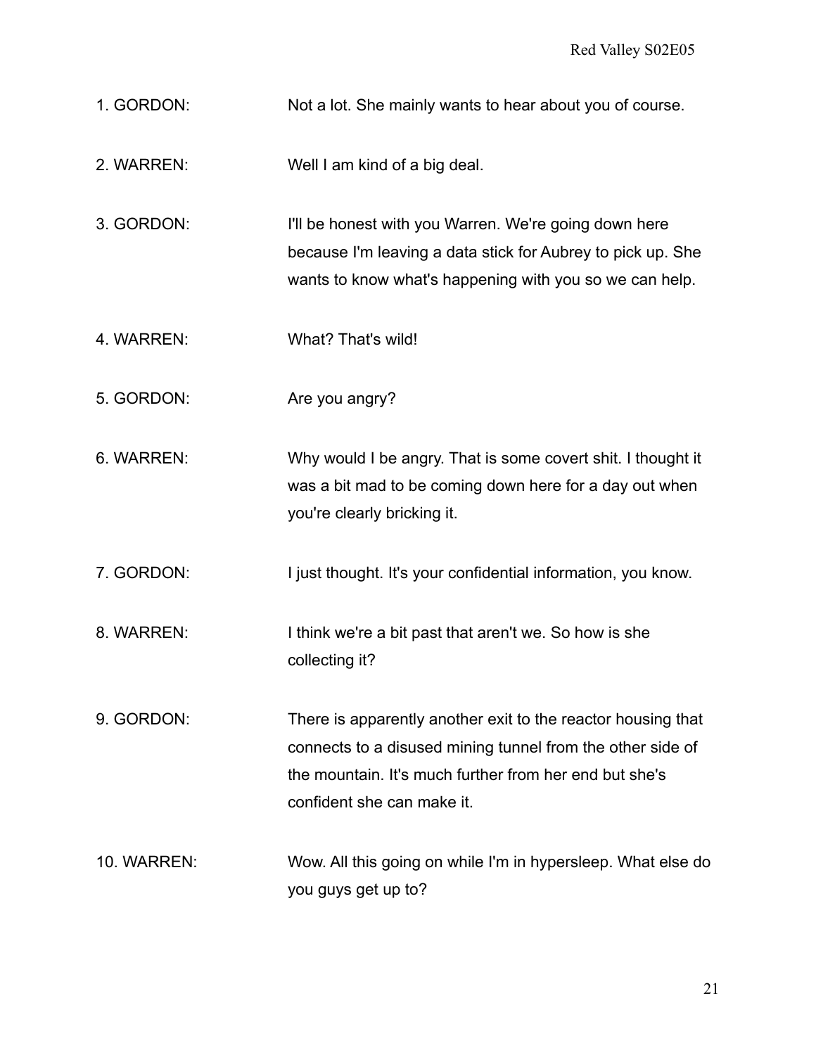1. GORDON: Not a lot. She mainly wants to hear about you of course.

2. WARREN: Well I am kind of a big deal.

3. GORDON: I'll be honest with you Warren. We're going down here because I'm leaving a data stick for Aubrey to pick up. She wants to know what's happening with you so we can help.

4. WARREN: What? That's wild!

5. GORDON: Are you angry?

6. WARREN: Why would I be angry. That is some covert shit. I thought it was a bit mad to be coming down here for a day out when you're clearly bricking it.

7. GORDON: I just thought. It's your confidential information, you know.

8. WARREN: I think we're a bit past that aren't we. So how is she collecting it?

9. GORDON: There is apparently another exit to the reactor housing that connects to a disused mining tunnel from the other side of the mountain. It's much further from her end but she's confident she can make it.

10. WARREN: Wow. All this going on while I'm in hypersleep. What else do you guys get up to?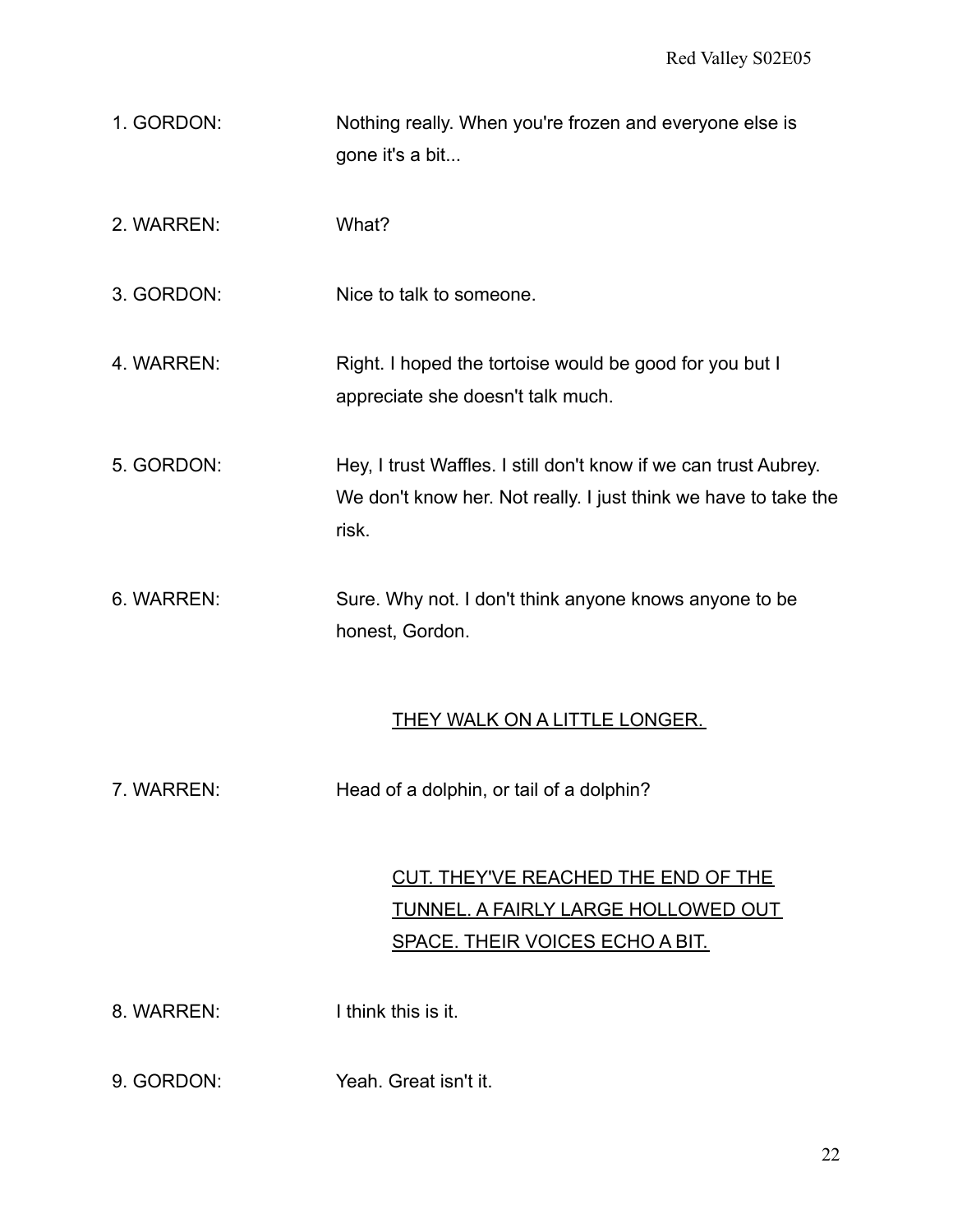1. GORDON: Nothing really. When you're frozen and everyone else is gone it's a bit...

2. WARREN: What?

3. GORDON: Nice to talk to someone.

4. WARREN: Right. I hoped the tortoise would be good for you but I appreciate she doesn't talk much.

5. GORDON: Hey, I trust Waffles. I still don't know if we can trust Aubrey. We don't know her. Not really. I just think we have to take the risk.

6. WARREN: Sure. Why not. I don't think anyone knows anyone to be honest, Gordon.

<u>THEY WALK ON A LITTLE LONGER.</u>

7. WARREN: Head of a dolphin, or tail of a dolphin?

<u>CUT. THEY'VE REACHED THE END OF THE TUNNEL. A FAIRLY LARGE HOLLOWED OUT SPACE. THEIR VOICES ECHO A BIT.</u>

8. WARREN: I think this is it.

9. GORDON: Yeah. Great isn't it.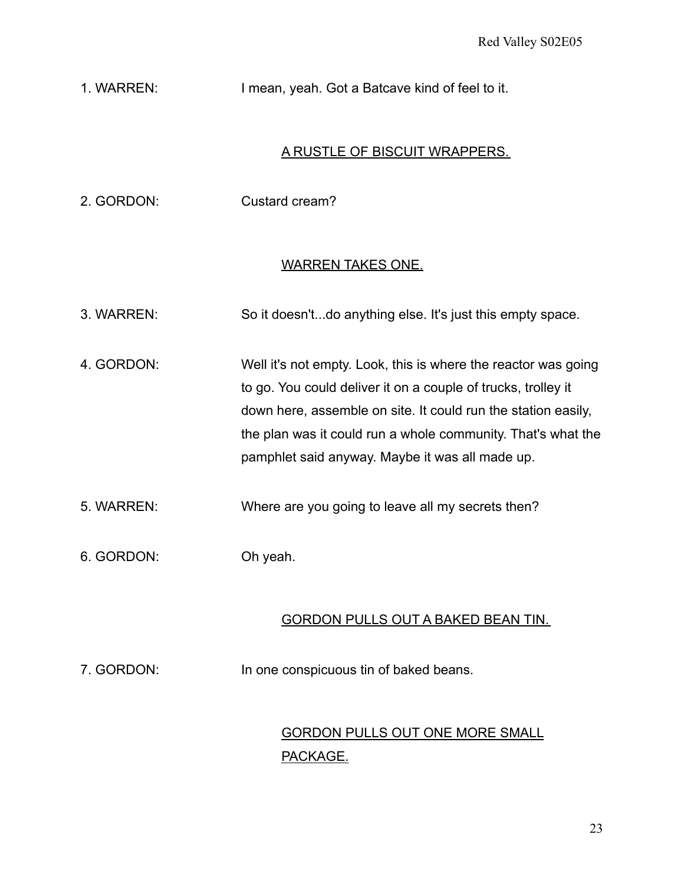1. WARREN: I mean, yeah. Got a Batcave kind of feel to it.

<u>A RUSTLE OF BISCUIT WRAPPERS.</u>

2. GORDON: Custard cream?

<u>WARREN TAKES ONE.</u>

3. WARREN: So it doesn't...do anything else. It's just this empty space.

4. GORDON: Well it's not empty. Look, this is where the reactor was going to go. You could deliver it on a couple of trucks, trolley it down here, assemble on site. It could run the station easily, the plan was it could run a whole community. That's what the pamphlet said anyway. Maybe it was all made up.

5. WARREN: Where are you going to leave all my secrets then?

6. GORDON: Oh yeah.

<u>GORDON PULLS OUT A BAKED BEAN TIN.</u>

7. GORDON: In one conspicuous tin of baked beans.

<u>GORDON PULLS OUT ONE MORE SMALL PACKAGE.</u>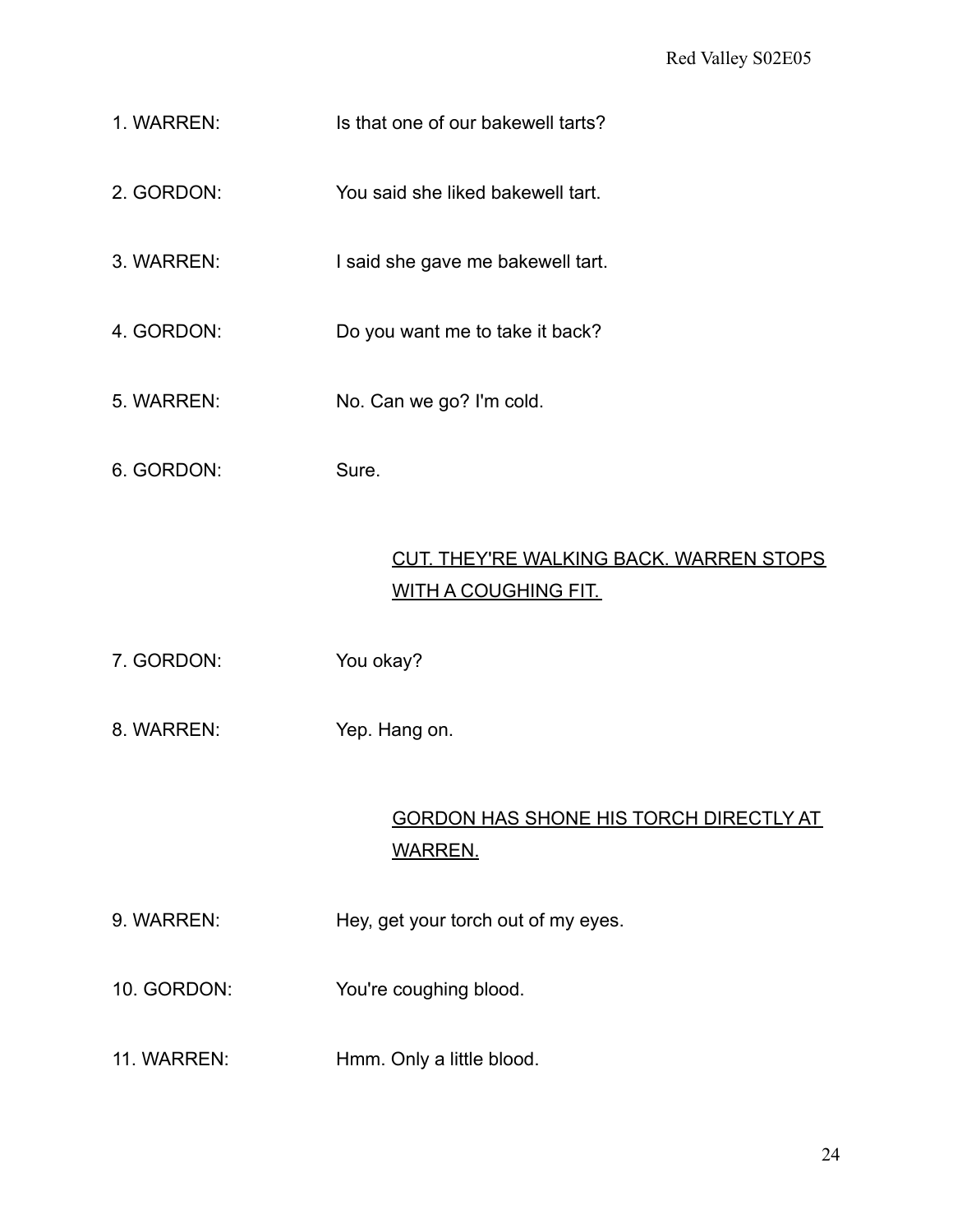1. WARREN: Is that one of our bakewell tarts?

2. GORDON: You said she liked bakewell tart.

3. WARREN: I said she gave me bakewell tart.

4. GORDON: Do you want me to take it back?

5. WARREN: No. Can we go? I'm cold.

6. GORDON: Sure.

<u>CUT. THEY'RE WALKING BACK. WARREN STOPS WITH A COUGHING FIT.</u>

7. GORDON: You okay?

8. WARREN: Yep. Hang on.

<u>GORDON HAS SHONE HIS TORCH DIRECTLY AT WARREN.</u>

9. WARREN: Hey, get your torch out of my eyes.

10. GORDON: You're coughing blood.

11. WARREN: Hmm. Only a little blood.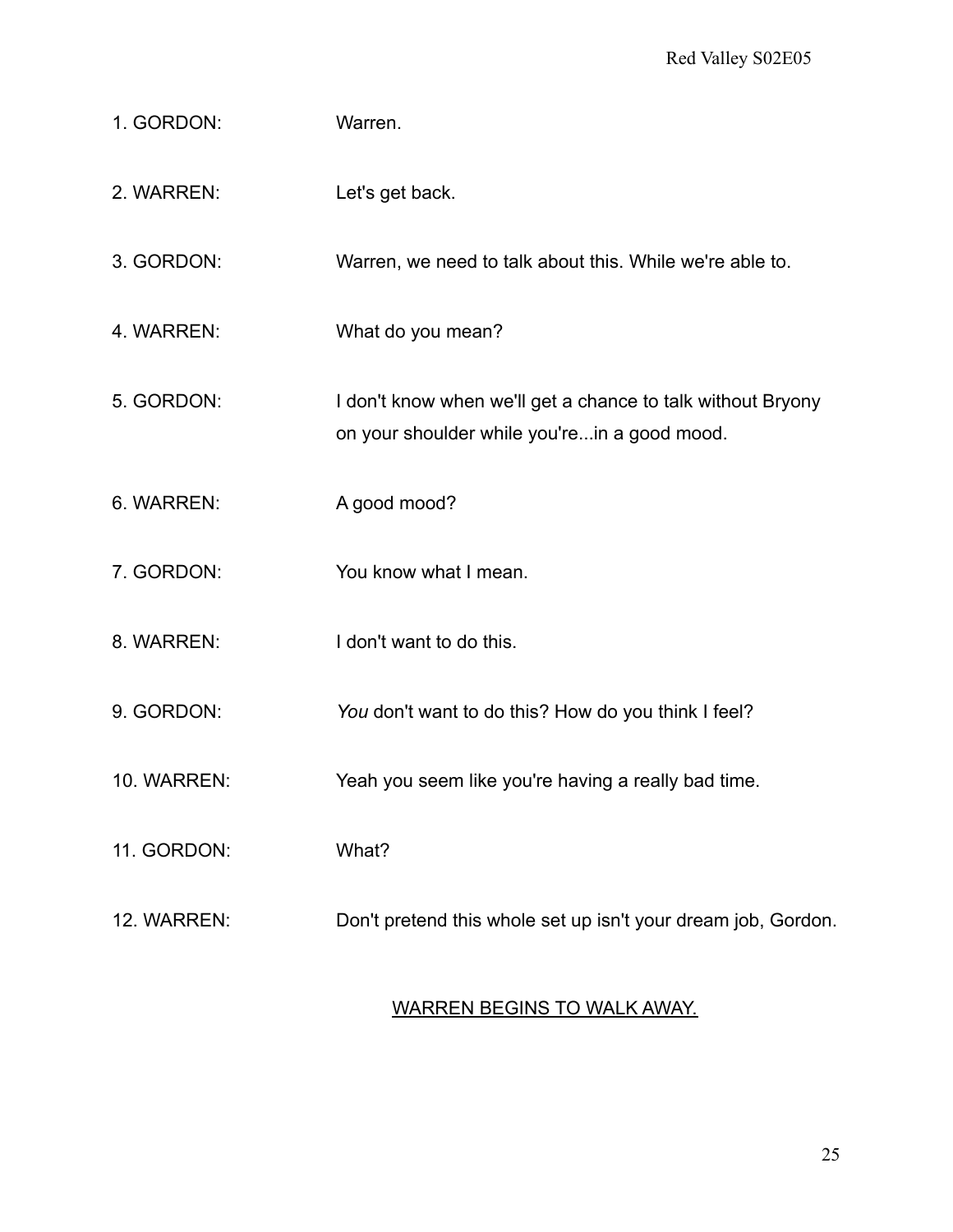1. GORDON: Warren.

2. WARREN: Let's get back.

3. GORDON: Warren, we need to talk about this. While we're able to.

4. WARREN: What do you mean?

5. GORDON: I don't know when we'll get a chance to talk without Bryony on your shoulder while you're...in a good mood.

6. WARREN: A good mood?

7. GORDON: You know what I mean.

8. WARREN: I don't want to do this.

9. GORDON: *You* don't want to do this? How do you think I feel?

10. WARREN: Yeah you seem like you're having a really bad time.

11. GORDON: What?

12. WARREN: Don't pretend this whole set up isn't your dream job, Gordon.

<u>WARREN BEGINS TO WALK AWAY.</u>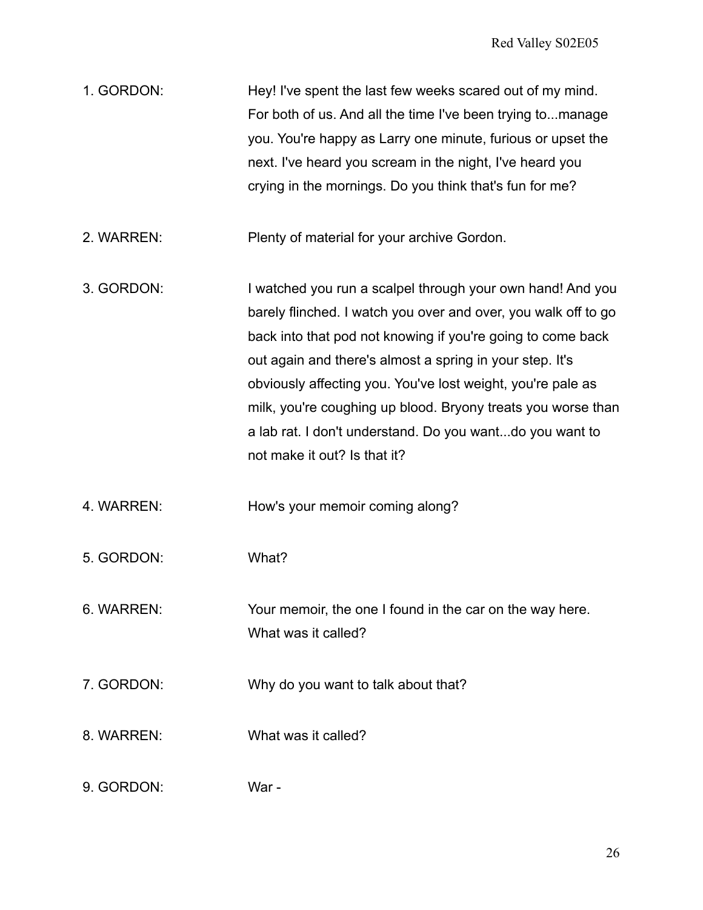1. GORDON: Hey! I've spent the last few weeks scared out of my mind. For both of us. And all the time I've been trying to...manage you. You're happy as Larry one minute, furious or upset the next. I've heard you scream in the night, I've heard you crying in the mornings. Do you think that's fun for me?

2. WARREN: Plenty of material for your archive Gordon.

3. GORDON: I watched you run a scalpel through your own hand! And you barely flinched. I watch you over and over, you walk off to go back into that pod not knowing if you're going to come back out again and there's almost a spring in your step. It's obviously affecting you. You've lost weight, you're pale as milk, you're coughing up blood. Bryony treats you worse than a lab rat. I don't understand. Do you want...do you want to not make it out? Is that it?

4. WARREN: How's your memoir coming along?

5. GORDON: What?

6. WARREN: Your memoir, the one I found in the car on the way here. What was it called?

7. GORDON: Why do you want to talk about that?

8. WARREN: What was it called?

9. GORDON: War -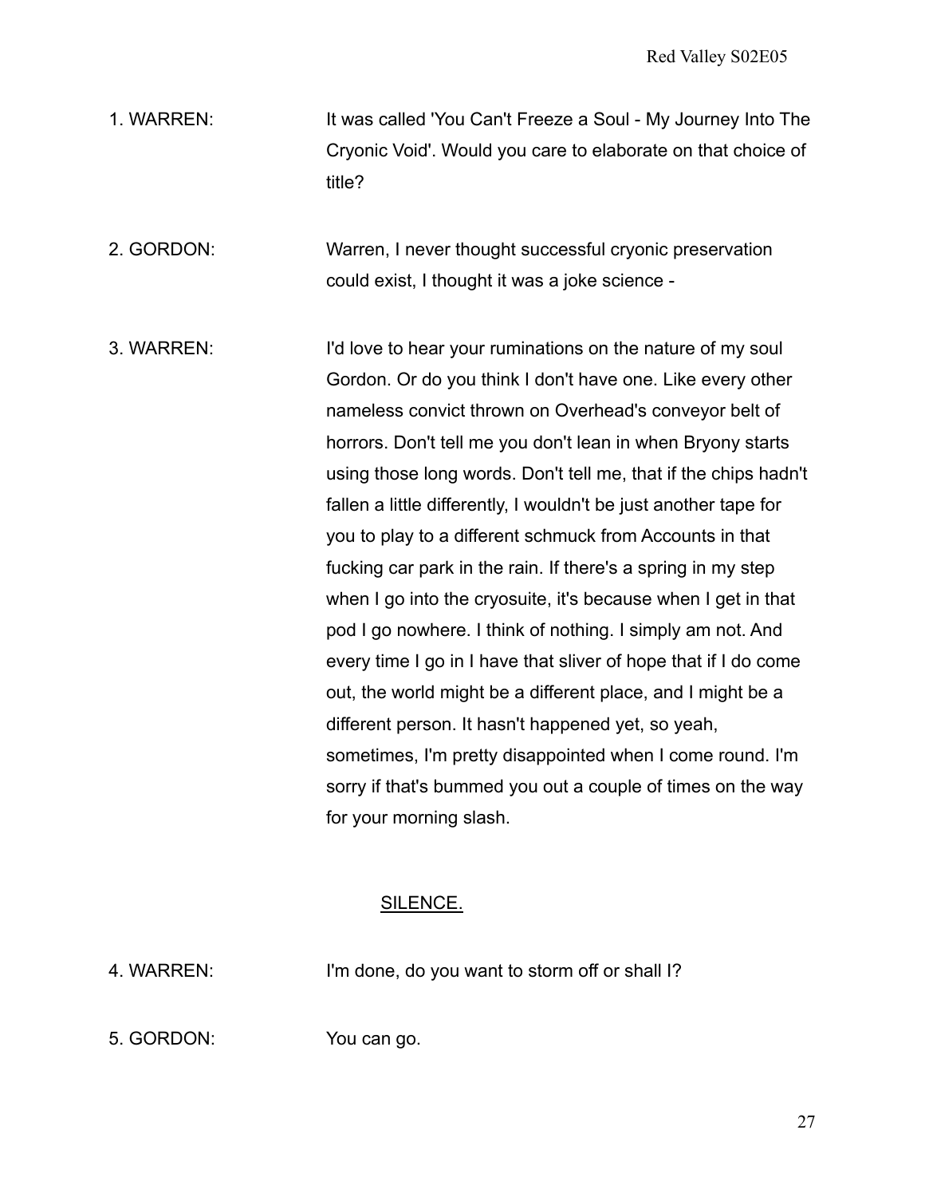1. WARREN: It was called 'You Can't Freeze a Soul - My Journey Into The Cryonic Void'. Would you care to elaborate on that choice of title?

2. GORDON: Warren, I never thought successful cryonic preservation could exist, I thought it was a joke science -

3. WARREN: I'd love to hear your ruminations on the nature of my soul Gordon. Or do you think I don't have one. Like every other nameless convict thrown on Overhead's conveyor belt of horrors. Don't tell me you don't lean in when Bryony starts using those long words. Don't tell me, that if the chips hadn't fallen a little differently, I wouldn't be just another tape for you to play to a different schmuck from Accounts in that fucking car park in the rain. If there's a spring in my step when I go into the cryosuite, it's because when I get in that pod I go nowhere. I think of nothing. I simply am not. And every time I go in I have that sliver of hope that if I do come out, the world might be a different place, and I might be a different person. It hasn't happened yet, so yeah, sometimes, I'm pretty disappointed when I come round. I'm sorry if that's bummed you out a couple of times on the way for your morning slash.

<u>SILENCE.</u>

4. WARREN: I'm done, do you want to storm off or shall I?

5. GORDON: You can go.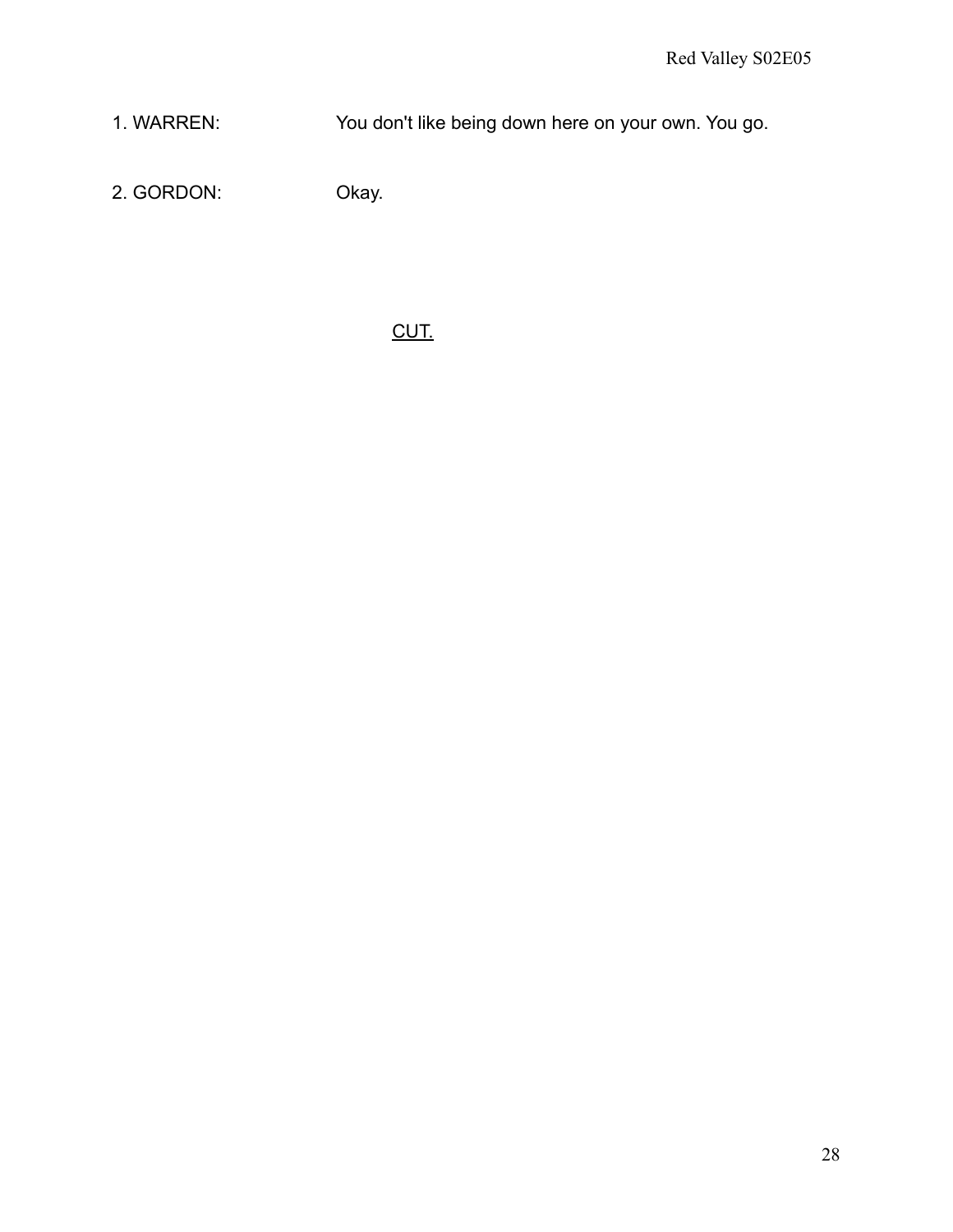1. WARREN: You don't like being down here on your own. You go.

2. GORDON: Okay.

CUT.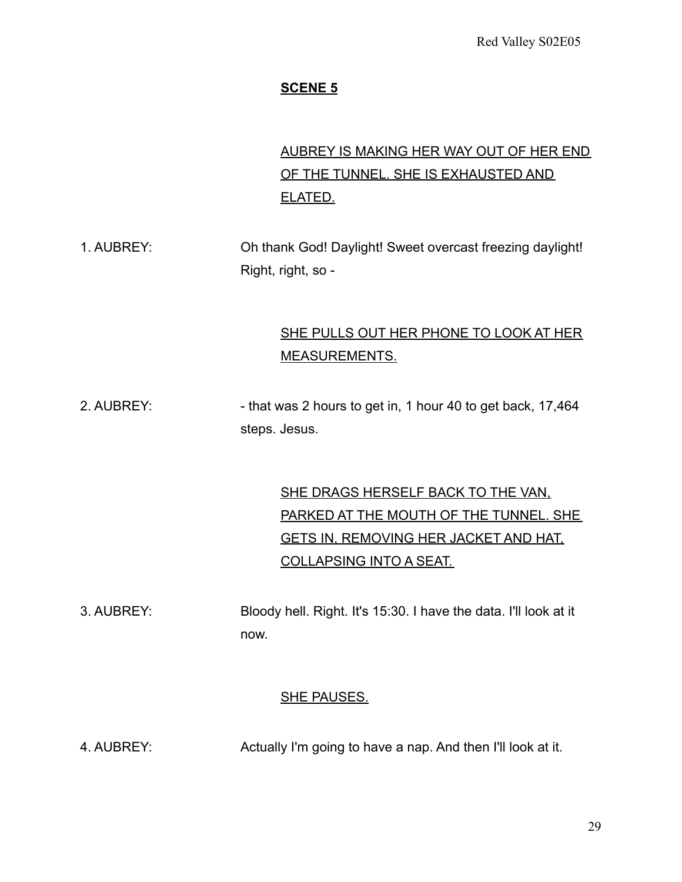**SCENE 5**

AUBREY IS MAKING HER WAY OUT OF HER END OF THE TUNNEL. SHE IS EXHAUSTED AND ELATED.

1. AUBREY: Oh thank God! Daylight! Sweet overcast freezing daylight! Right, right, so -

SHE PULLS OUT HER PHONE TO LOOK AT HER MEASUREMENTS.

2. AUBREY: - that was 2 hours to get in, 1 hour 40 to get back, 17,464 steps. Jesus.

SHE DRAGS HERSELF BACK TO THE VAN, PARKED AT THE MOUTH OF THE TUNNEL. SHE GETS IN, REMOVING HER JACKET AND HAT, COLLAPSING INTO A SEAT.

3. AUBREY: Bloody hell. Right. It's 15:30. I have the data. I'll look at it now.

SHE PAUSES.

4. AUBREY: Actually I'm going to have a nap. And then I'll look at it.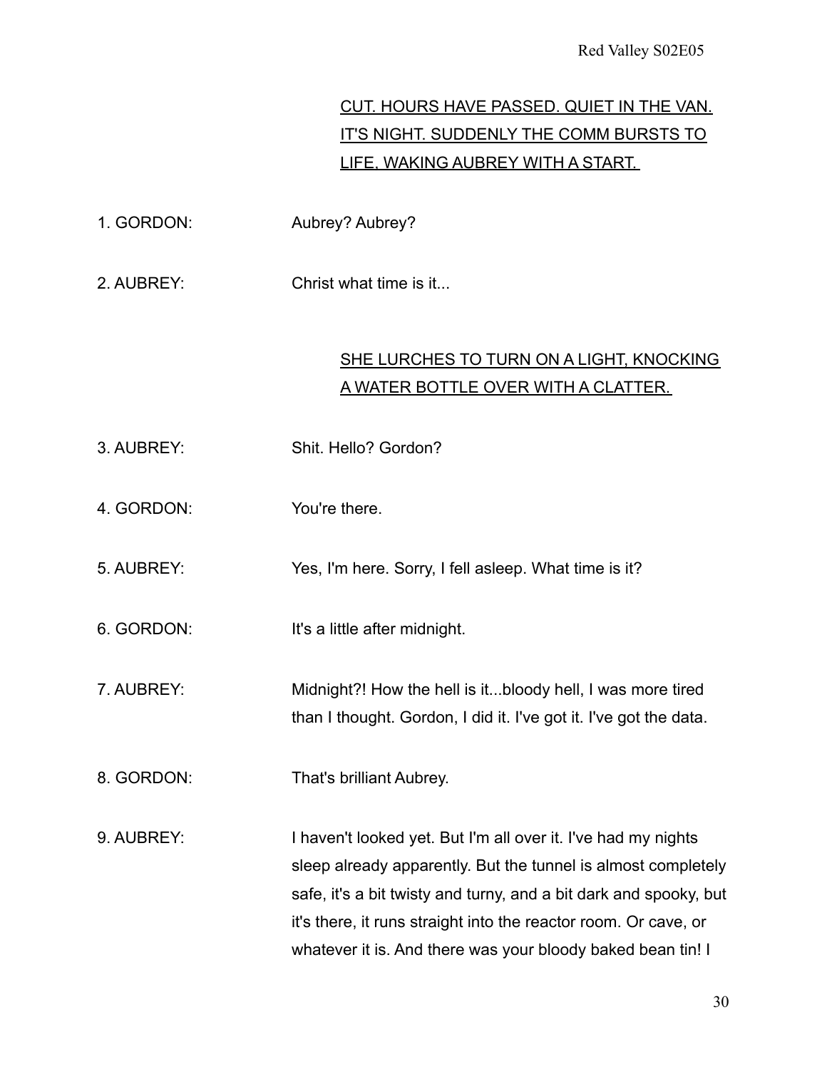<u>CUT. HOURS HAVE PASSED. QUIET IN THE VAN. IT'S NIGHT. SUDDENLY THE COMM BURSTS TO LIFE, WAKING AUBREY WITH A START.</u>

1. GORDON: Aubrey? Aubrey?

2. AUBREY: Christ what time is it...

<u>SHE LURCHES TO TURN ON A LIGHT, KNOCKING A WATER BOTTLE OVER WITH A CLATTER.</u>

3. AUBREY: Shit. Hello? Gordon?

4. GORDON: You're there.

5. AUBREY: Yes, I'm here. Sorry, I fell asleep. What time is it?

6. GORDON: It's a little after midnight.

7. AUBREY: Midnight?! How the hell is it...bloody hell, I was more tired than I thought. Gordon, I did it. I've got it. I've got the data.

8. GORDON: That's brilliant Aubrey.

9. AUBREY: I haven't looked yet. But I'm all over it. I've had my nights sleep already apparently. But the tunnel is almost completely safe, it's a bit twisty and turny, and a bit dark and spooky, but it's there, it runs straight into the reactor room. Or cave, or whatever it is. And there was your bloody baked bean tin! I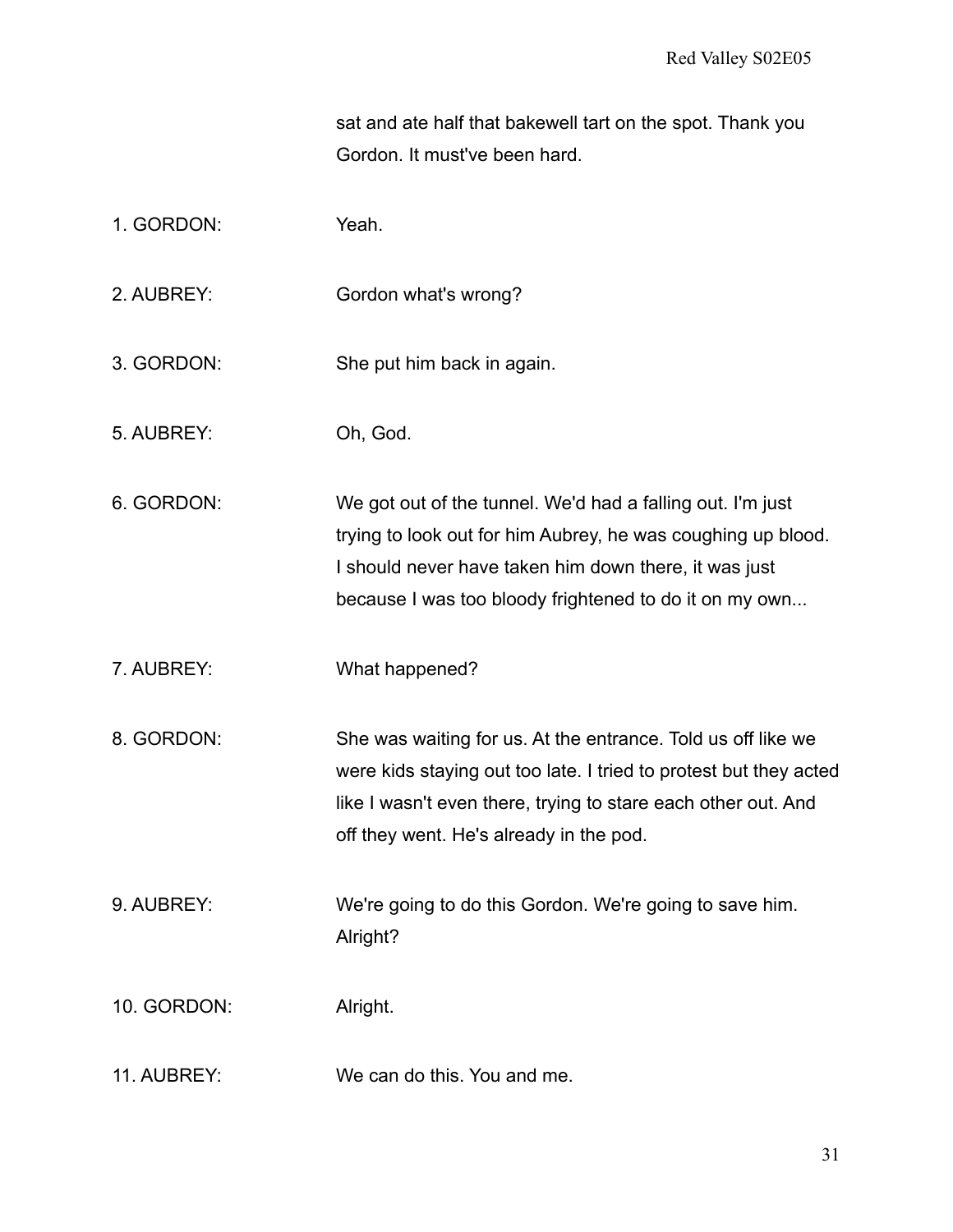sat and ate half that bakewell tart on the spot. Thank you Gordon. It must've been hard.

1. GORDON: Yeah.

2. AUBREY: Gordon what's wrong?

3. GORDON: She put him back in again.

5. AUBREY: Oh, God.

6. GORDON: We got out of the tunnel. We'd had a falling out. I'm just trying to look out for him Aubrey, he was coughing up blood. I should never have taken him down there, it was just because I was too bloody frightened to do it on my own...

7. AUBREY: What happened?

8. GORDON: She was waiting for us. At the entrance. Told us off like we were kids staying out too late. I tried to protest but they acted like I wasn't even there, trying to stare each other out. And off they went. He's already in the pod.

9. AUBREY: We're going to do this Gordon. We're going to save him. Alright?

10. GORDON: Alright.

11. AUBREY: We can do this. You and me.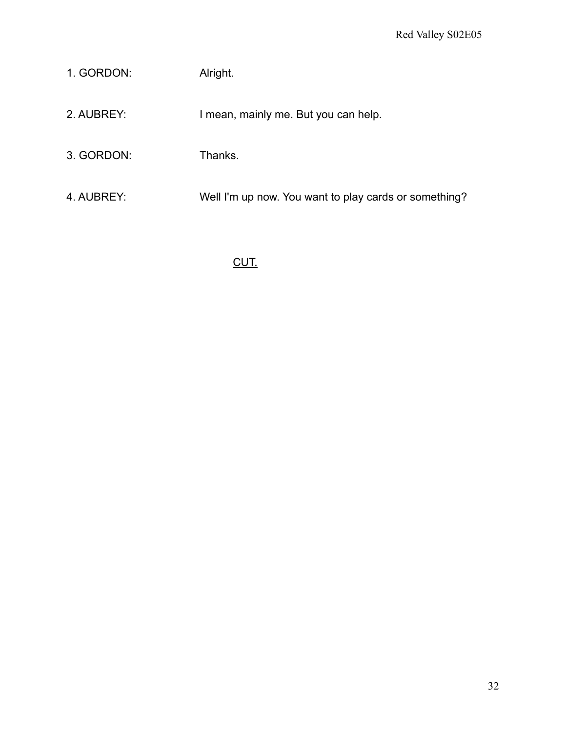1. GORDON: Alright.

2. AUBREY: I mean, mainly me. But you can help.

3. GORDON: Thanks.

4. AUBREY: Well I'm up now. You want to play cards or something?

<u>CUT.</u>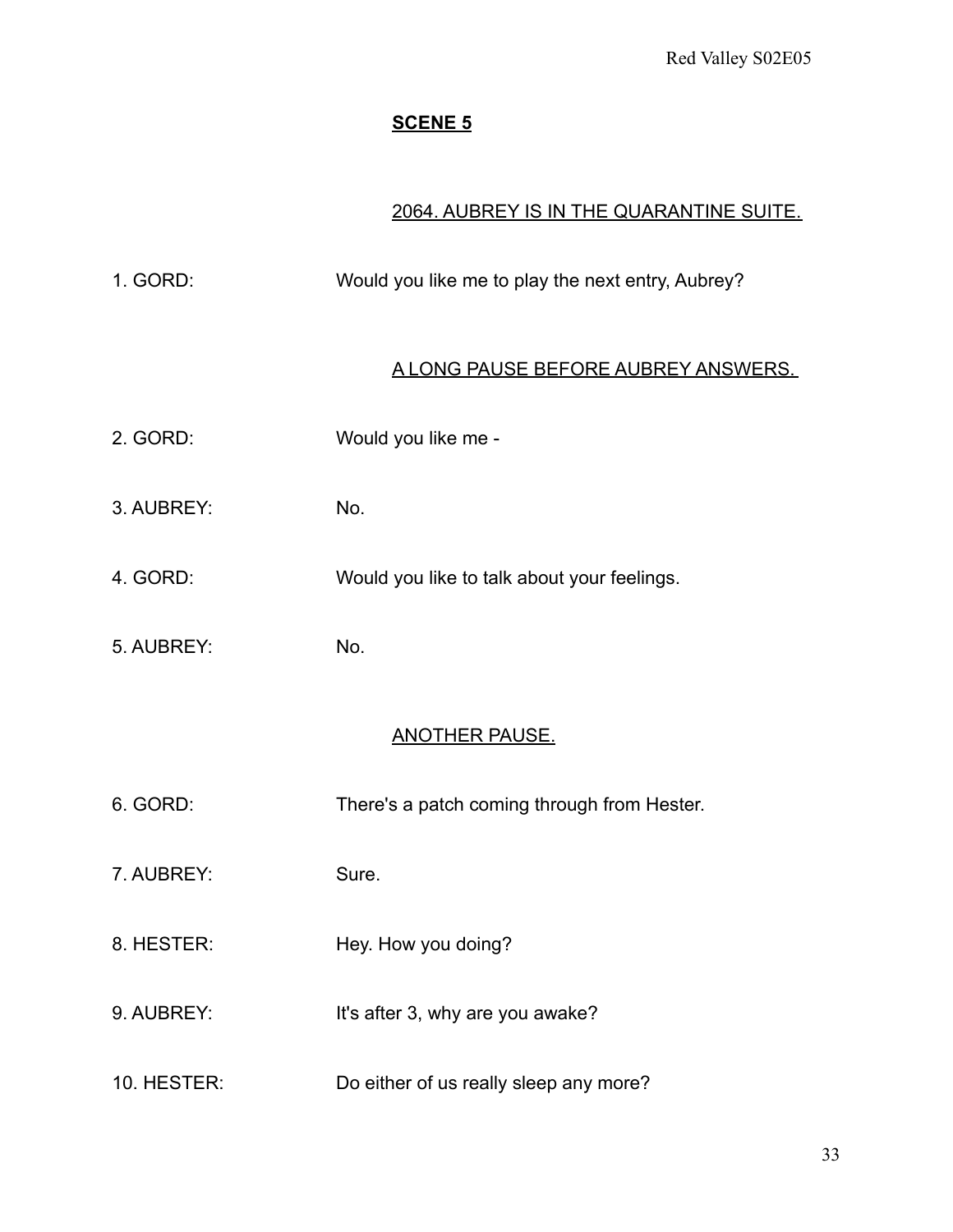**SCENE 5**

2064. AUBREY IS IN THE QUARANTINE SUITE.

1. GORD: Would you like me to play the next entry, Aubrey?

A LONG PAUSE BEFORE AUBREY ANSWERS.

2. GORD: Would you like me -

3. AUBREY: No.

4. GORD: Would you like to talk about your feelings.

5. AUBREY: No.

ANOTHER PAUSE.

6. GORD: There's a patch coming through from Hester.

7. AUBREY: Sure.

8. HESTER: Hey. How you doing?

9. AUBREY: It's after 3, why are you awake?

10. HESTER: Do either of us really sleep any more?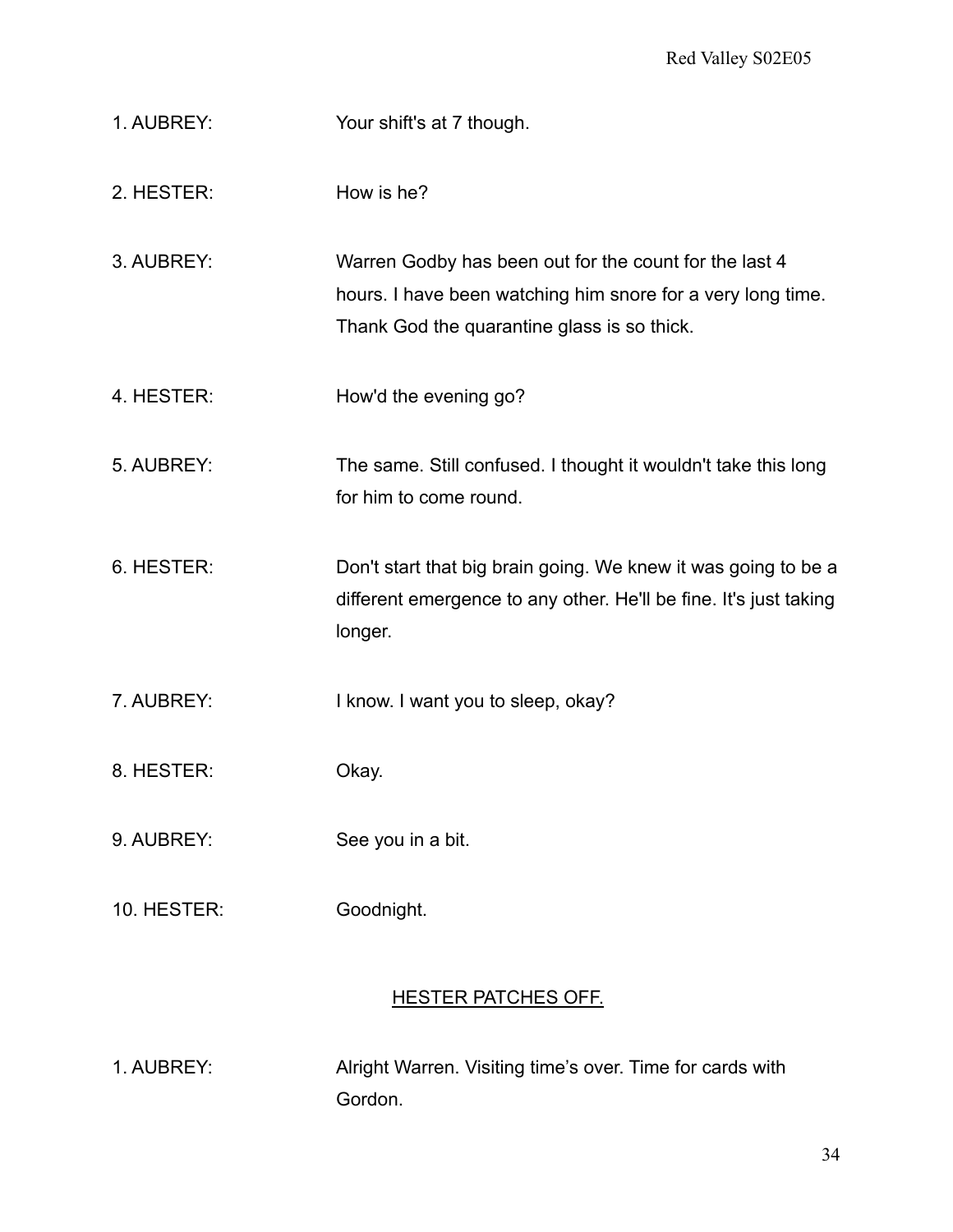1. AUBREY: Your shift's at 7 though.

2. HESTER: How is he?

3. AUBREY: Warren Godby has been out for the count for the last 4 hours. I have been watching him snore for a very long time. Thank God the quarantine glass is so thick.

4. HESTER: How'd the evening go?

5. AUBREY: The same. Still confused. I thought it wouldn't take this long for him to come round.

6. HESTER: Don't start that big brain going. We knew it was going to be a different emergence to any other. He'll be fine. It's just taking longer.

7. AUBREY: I know. I want you to sleep, okay?

8. HESTER: Okay.

9. AUBREY: See you in a bit.

10. HESTER: Goodnight.

<u>HESTER PATCHES OFF.</u>

1. AUBREY: Alright Warren. Visiting time's over. Time for cards with Gordon.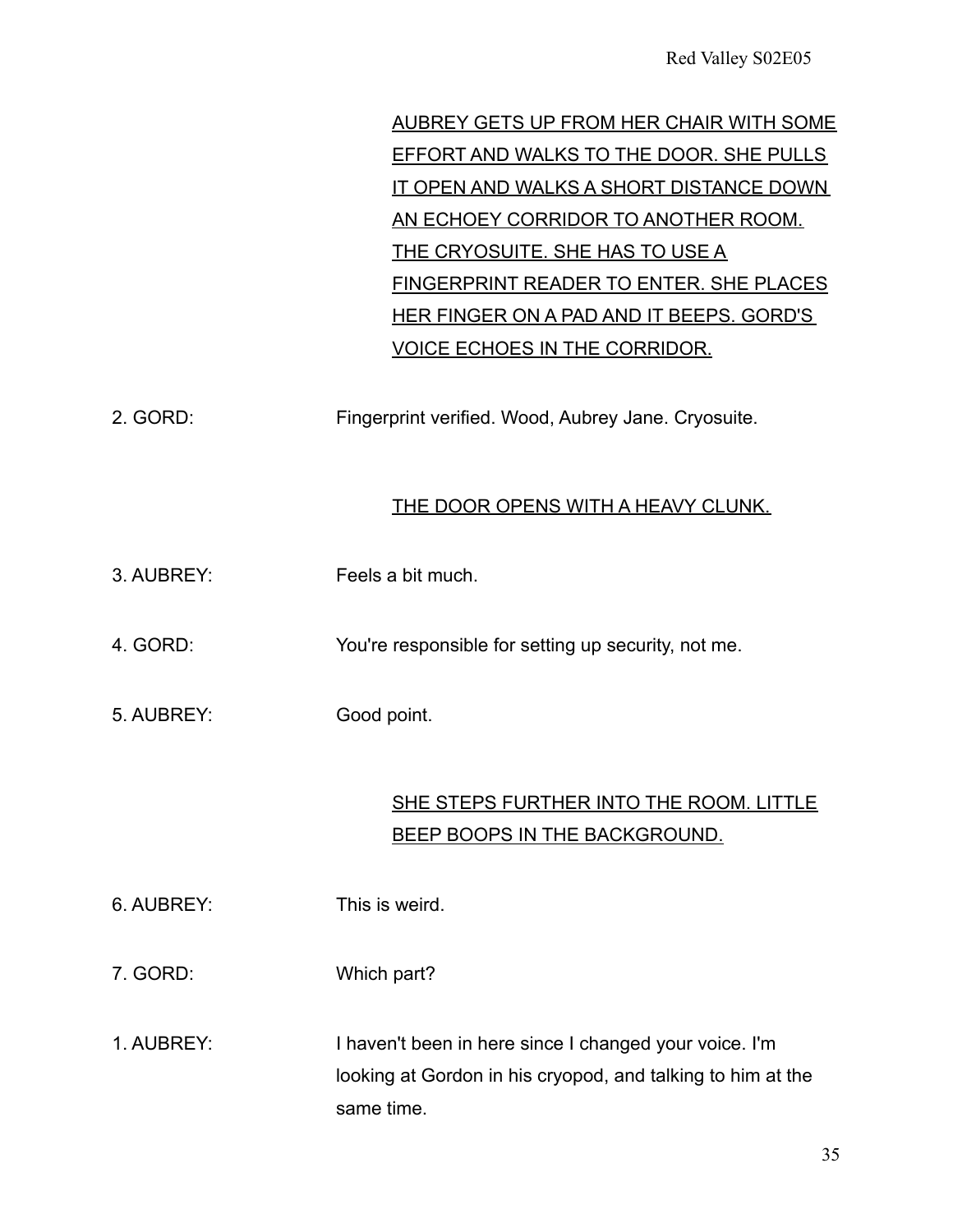<u>AUBREY GETS UP FROM HER CHAIR WITH SOME EFFORT AND WALKS TO THE DOOR. SHE PULLS IT OPEN AND WALKS A SHORT DISTANCE DOWN AN ECHOEY CORRIDOR TO ANOTHER ROOM. THE CRYOSUITE. SHE HAS TO USE A FINGERPRINT READER TO ENTER. SHE PLACES HER FINGER ON A PAD AND IT BEEPS. GORD'S VOICE ECHOES IN THE CORRIDOR.</u>

2. GORD: Fingerprint verified. Wood, Aubrey Jane. Cryosuite.

<u>THE DOOR OPENS WITH A HEAVY CLUNK.</u>

3. AUBREY: Feels a bit much.

4. GORD: You're responsible for setting up security, not me.

5. AUBREY: Good point.

<u>SHE STEPS FURTHER INTO THE ROOM. LITTLE BEEP BOOPS IN THE BACKGROUND.</u>

6. AUBREY: This is weird.

7. GORD: Which part?

1. AUBREY: I haven't been in here since I changed your voice. I'm looking at Gordon in his cryopod, and talking to him at the same time.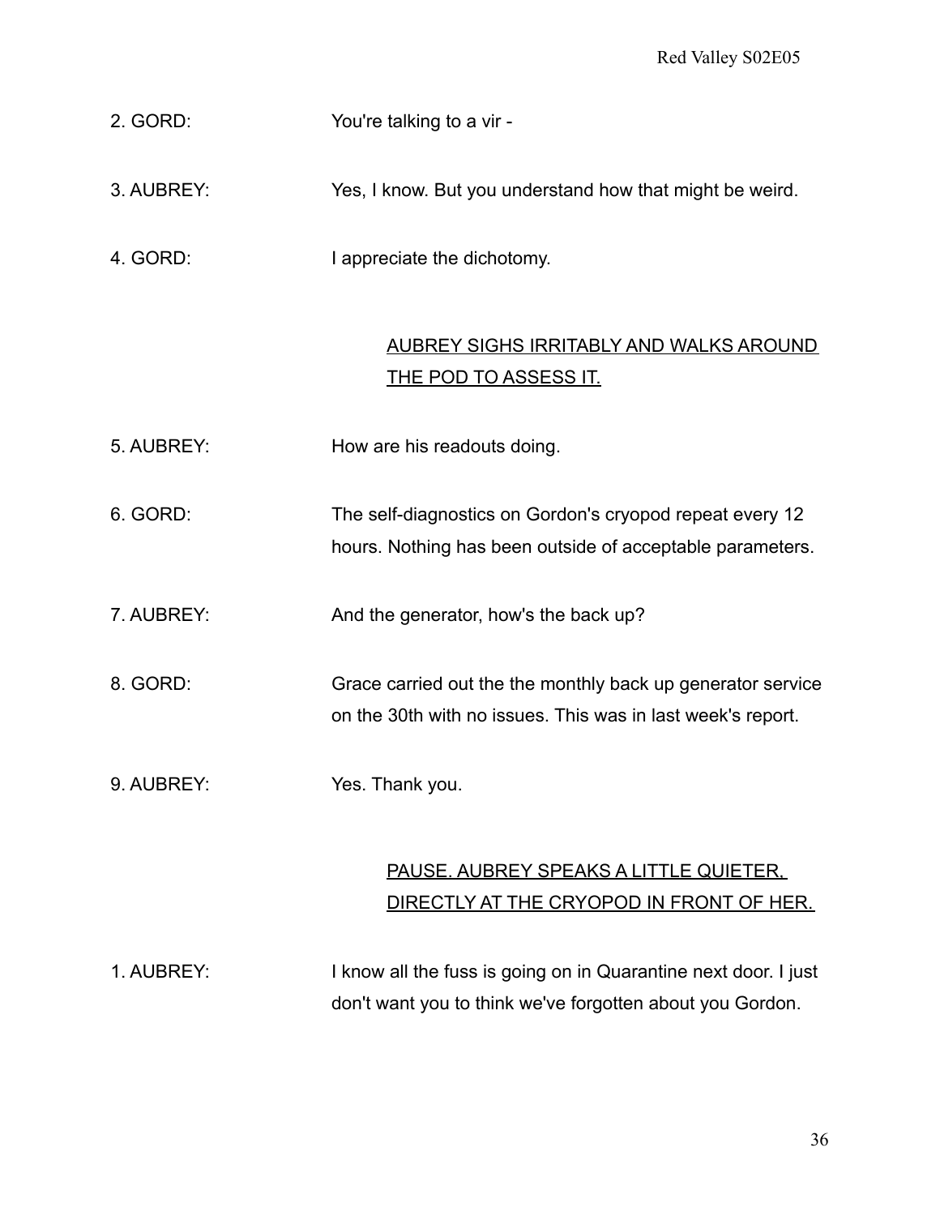2. GORD: You're talking to a vir -

3. AUBREY: Yes, I know. But you understand how that might be weird.

4. GORD: I appreciate the dichotomy.

<u>AUBREY SIGHS IRRITABLY AND WALKS AROUND THE POD TO ASSESS IT.</u>

5. AUBREY: How are his readouts doing.

6. GORD: The self-diagnostics on Gordon's cryopod repeat every 12 hours. Nothing has been outside of acceptable parameters.

7. AUBREY: And the generator, how's the back up?

8. GORD: Grace carried out the the monthly back up generator service on the 30th with no issues. This was in last week's report.

9. AUBREY: Yes. Thank you.

<u>PAUSE. AUBREY SPEAKS A LITTLE QUIETER, DIRECTLY AT THE CRYOPOD IN FRONT OF HER.</u>

1. AUBREY: I know all the fuss is going on in Quarantine next door. I just don't want you to think we've forgotten about you Gordon.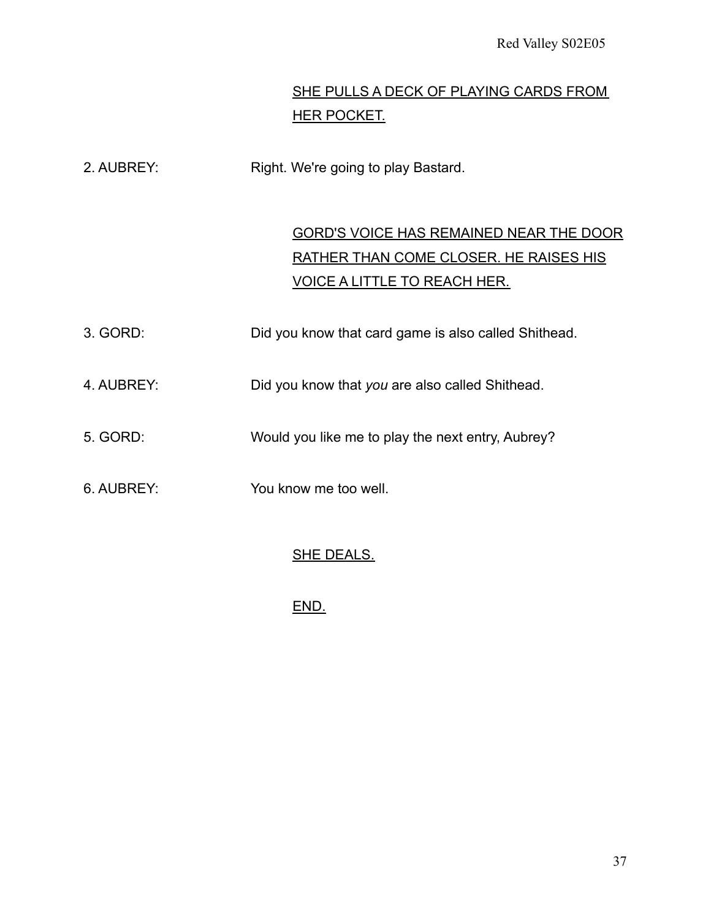SHE PULLS A DECK OF PLAYING CARDS FROM HER POCKET.

2. AUBREY: Right. We're going to play Bastard.

GORD'S VOICE HAS REMAINED NEAR THE DOOR RATHER THAN COME CLOSER. HE RAISES HIS VOICE A LITTLE TO REACH HER.

3. GORD: Did you know that card game is also called Shithead.

4. AUBREY: Did you know that *you* are also called Shithead.

5. GORD: Would you like me to play the next entry, Aubrey?

6. AUBREY: You know me too well.

SHE DEALS.

END.